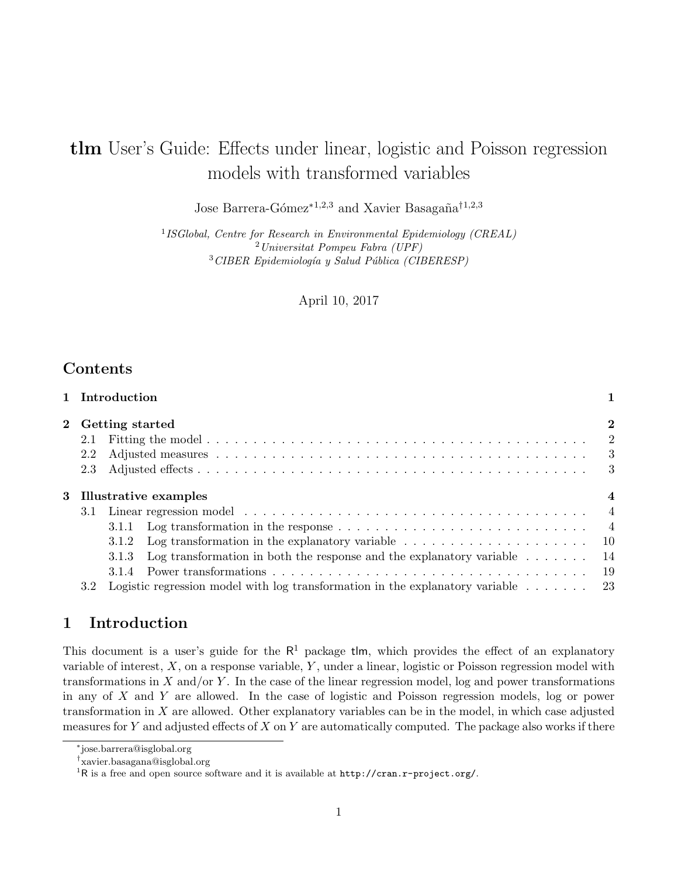# **tlm** User's Guide: Effects under linear, logistic and Poisson regression models with transformed variables

Jose Barrera-Gómez*[1,2,3] and Xavier Basagaña†[1,2,3]

[1] *ISGlobal, Centre for Research in Environmental Epidemiology (CREAL)*
[2] *Universitat Pompeu Fabra (UPF)*
[3] *CIBER Epidemiología y Salud Pública (CIBERESP)*

April 10, 2017

## Contents

| | | |
|---|---|---|
| **1** | **Introduction** | **1** |
| **2** | **Getting started** | **2** |
| 2.1 | Fitting the model | 2 |
| 2.2 | Adjusted measures | 3 |
| 2.3 | Adjusted effects | 3 |
| **3** | **Illustrative examples** | **4** |
| 3.1 | Linear regression model | 4 |
| 3.1.1 | Log transformation in the response | 4 |
| 3.1.2 | Log transformation in the explanatory variable | 10 |
| 3.1.3 | Log transformation in both the response and the explanatory variable | 14 |
| 3.1.4 | Power transformations | 19 |
| 3.2 | Logistic regression model with log transformation in the explanatory variable | 23 |

## 1 Introduction

This document is a user's guide for the R[1] package tlm, which provides the effect of an explanatory variable of interest, $X$, on a response variable, $Y$, under a linear, logistic or Poisson regression model with transformations in $X$ and/or $Y$. In the case of the linear regression model, log and power transformations in any of $X$ and $Y$ are allowed. In the case of logistic and Poisson regression models, log or power transformation in $X$ are allowed. Other explanatory variables can be in the model, in which case adjusted measures for $Y$ and adjusted effects of $X$ on $Y$ are automatically computed. The package also works if there

---

*jose.barrera@isglobal.org

†xavier.basagana@isglobal.org

[1] R is a free and open source software and it is available at `http://cran.r-project.org/`.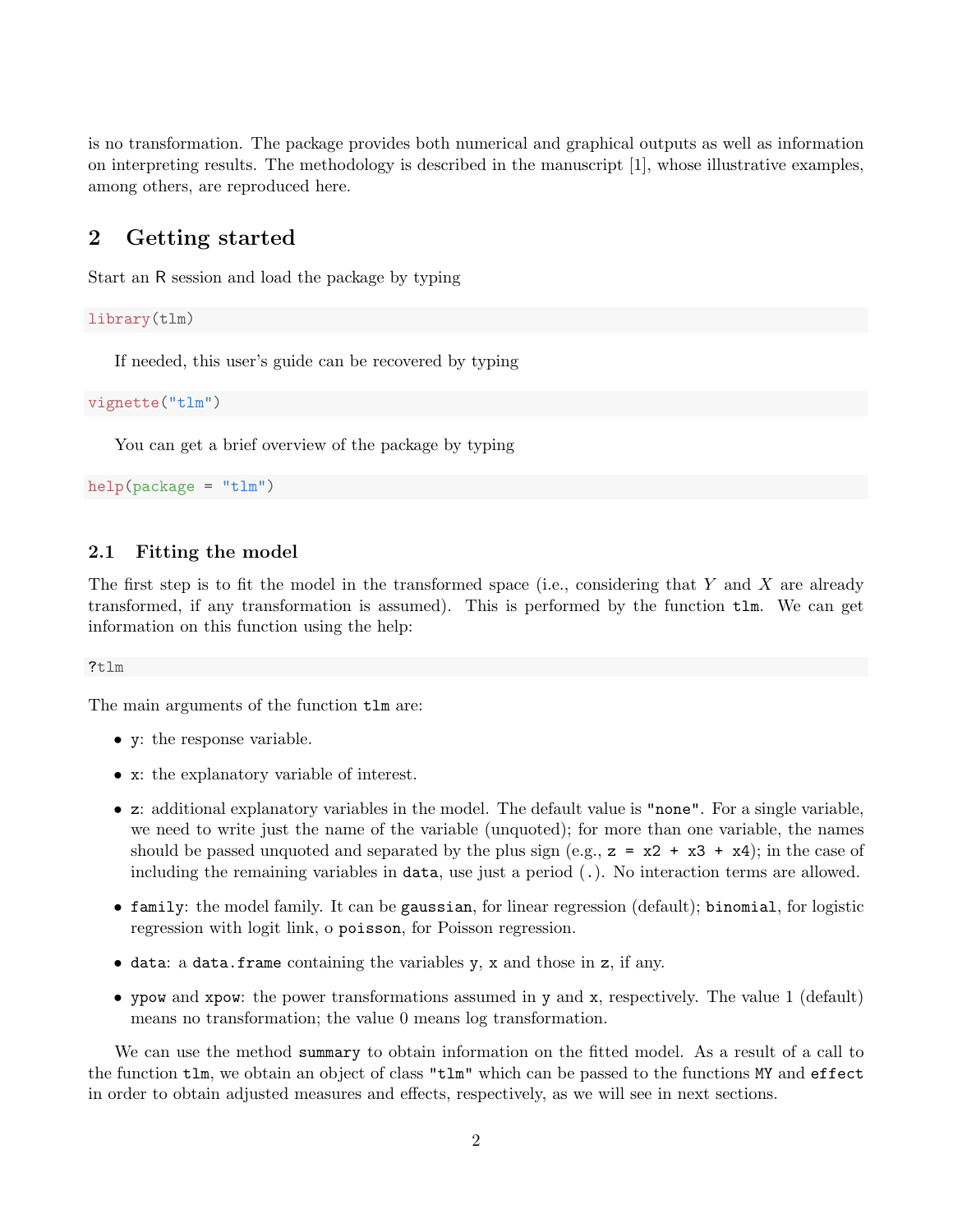is no transformation. The package provides both numerical and graphical outputs as well as information on interpreting results. The methodology is described in the manuscript [1], whose illustrative examples, among others, are reproduced here.

## 2 Getting started

Start an R session and load the package by typing

```
library(tlm)
```

If needed, this user's guide can be recovered by typing

```
vignette("tlm")
```

You can get a brief overview of the package by typing

```
help(package = "tlm")
```

### 2.1 Fitting the model

The first step is to fit the model in the transformed space (i.e., considering that $Y$ and $X$ are already transformed, if any transformation is assumed). This is performed by the function `tlm`. We can get information on this function using the help:

```
?tlm
```

The main arguments of the function `tlm` are:

- `y`: the response variable.
- `x`: the explanatory variable of interest.
- `z`: additional explanatory variables in the model. The default value is `"none"`. For a single variable, we need to write just the name of the variable (unquoted); for more than one variable, the names should be passed unquoted and separated by the plus sign (e.g., `z = x2 + x3 + x4`); in the case of including the remaining variables in `data`, use just a period (`.`). No interaction terms are allowed.
- `family`: the model family. It can be `gaussian`, for linear regression (default); `binomial`, for logistic regression with logit link, o `poisson`, for Poisson regression.
- `data`: a `data.frame` containing the variables `y`, `x` and those in `z`, if any.
- `ypow` and `xpow`: the power transformations assumed in `y` and `x`, respectively. The value 1 (default) means no transformation; the value 0 means log transformation.

We can use the method `summary` to obtain information on the fitted model. As a result of a call to the function `tlm`, we obtain an object of class `"tlm"` which can be passed to the functions `MY` and `effect` in order to obtain adjusted measures and effects, respectively, as we will see in next sections.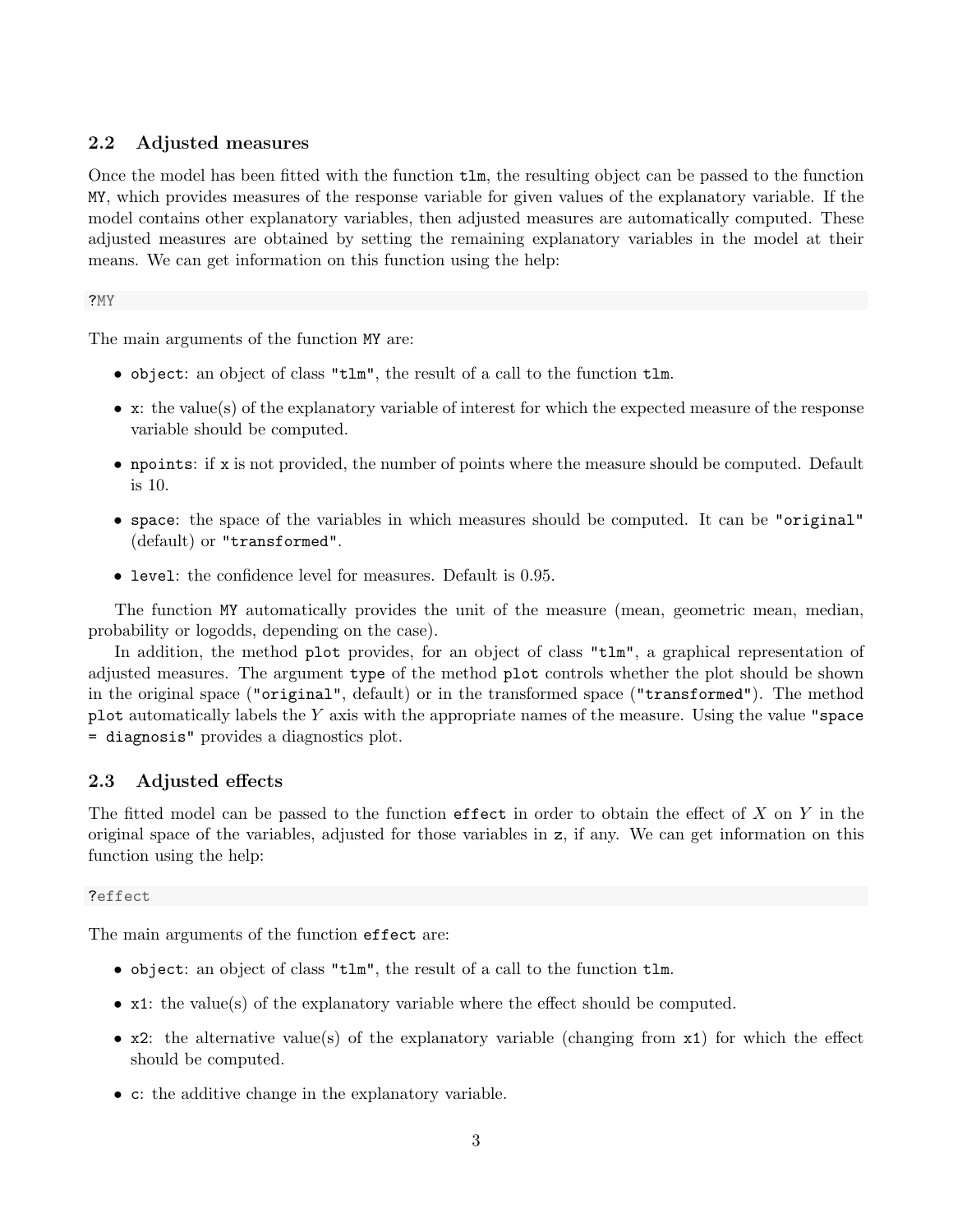## 2.2 Adjusted measures

Once the model has been fitted with the function `tlm`, the resulting object can be passed to the function `MY`, which provides measures of the response variable for given values of the explanatory variable. If the model contains other explanatory variables, then adjusted measures are automatically computed. These adjusted measures are obtained by setting the remaining explanatory variables in the model at their means. We can get information on this function using the help:

```
?MY
```

The main arguments of the function `MY` are:

- `object`: an object of class `"tlm"`, the result of a call to the function `tlm`.
- `x`: the value(s) of the explanatory variable of interest for which the expected measure of the response variable should be computed.
- `npoints`: if `x` is not provided, the number of points where the measure should be computed. Default is 10.
- `space`: the space of the variables in which measures should be computed. It can be `"original"` (default) or `"transformed"`.
- `level`: the confidence level for measures. Default is 0.95.

The function `MY` automatically provides the unit of the measure (mean, geometric mean, median, probability or logodds, depending on the case).

In addition, the method `plot` provides, for an object of class `"tlm"`, a graphical representation of adjusted measures. The argument `type` of the method `plot` controls whether the plot should be shown in the original space (`"original"`, default) or in the transformed space (`"transformed"`). The method `plot` automatically labels the $Y$ axis with the appropriate names of the measure. Using the value `"space = diagnosis"` provides a diagnostics plot.

## 2.3 Adjusted effects

The fitted model can be passed to the function `effect` in order to obtain the effect of $X$ on $Y$ in the original space of the variables, adjusted for those variables in `z`, if any. We can get information on this function using the help:

```
?effect
```

The main arguments of the function `effect` are:

- `object`: an object of class `"tlm"`, the result of a call to the function `tlm`.
- `x1`: the value(s) of the explanatory variable where the effect should be computed.
- `x2`: the alternative value(s) of the explanatory variable (changing from `x1`) for which the effect should be computed.
- `c`: the additive change in the explanatory variable.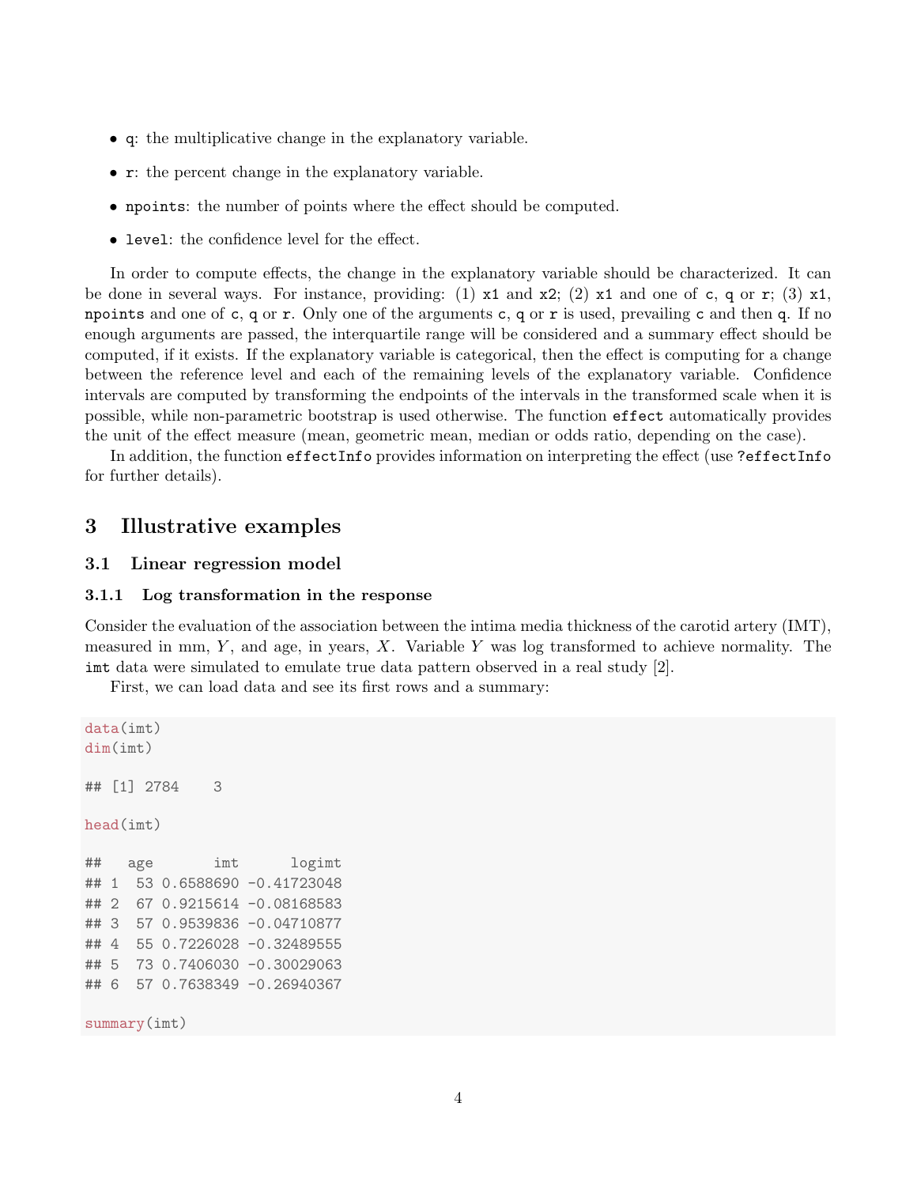- `q`: the multiplicative change in the explanatory variable.
- `r`: the percent change in the explanatory variable.
- `npoints`: the number of points where the effect should be computed.
- `level`: the confidence level for the effect.

In order to compute effects, the change in the explanatory variable should be characterized. It can be done in several ways. For instance, providing: (1) `x1` and `x2`; (2) `x1` and one of `c`, `q` or `r`; (3) `x1`, `npoints` and one of `c`, `q` or `r`. Only one of the arguments `c`, `q` or `r` is used, prevailing `c` and then `q`. If no enough arguments are passed, the interquartile range will be considered and a summary effect should be computed, if it exists. If the explanatory variable is categorical, then the effect is computing for a change between the reference level and each of the remaining levels of the explanatory variable. Confidence intervals are computed by transforming the endpoints of the intervals in the transformed scale when it is possible, while non-parametric bootstrap is used otherwise. The function `effect` automatically provides the unit of the effect measure (mean, geometric mean, median or odds ratio, depending on the case).

In addition, the function `effectInfo` provides information on interpreting the effect (use `?effectInfo` for further details).

## 3 Illustrative examples

### 3.1 Linear regression model

#### 3.1.1 Log transformation in the response

Consider the evaluation of the association between the intima media thickness of the carotid artery (IMT), measured in mm, $Y$, and age, in years, $X$. Variable $Y$ was log transformed to achieve normality. The `imt` data were simulated to emulate true data pattern observed in a real study [2].

First, we can load data and see its first rows and a summary:

```
data(imt)
dim(imt)

## [1] 2784    3

head(imt)

##   age       imt      logimt
## 1  53 0.6588690 -0.41723048
## 2  67 0.9215614 -0.08168583
## 3  57 0.9539836 -0.04710877
## 4  55 0.7226028 -0.32489555
## 5  73 0.7406030 -0.30029063
## 6  57 0.7638349 -0.26940367

summary(imt)
```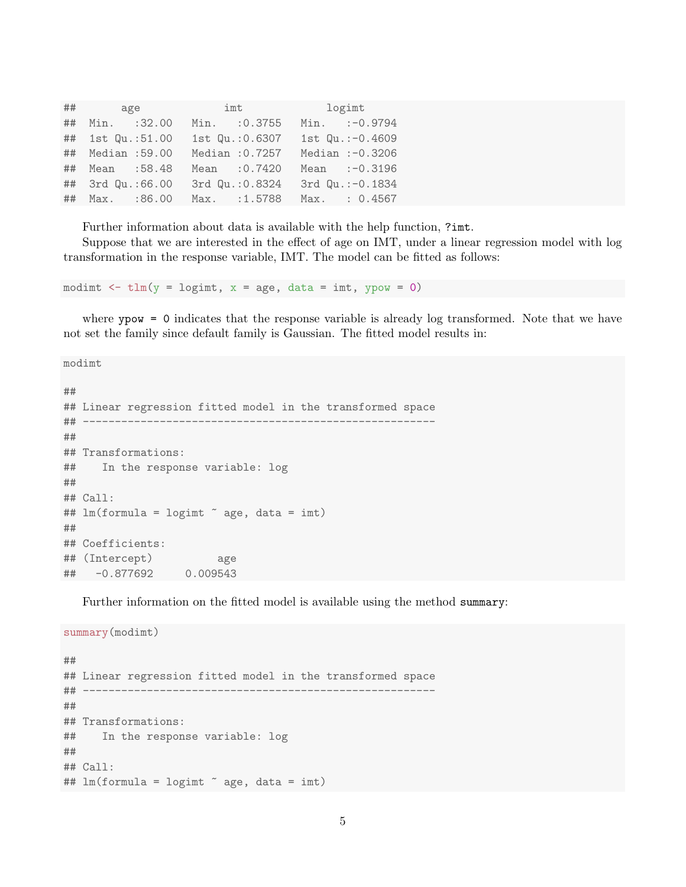```
##       age             imt             logimt
##  Min.   :32.00   Min.   :0.3755   Min.   :-0.9794
##  1st Qu.:51.00   1st Qu.:0.6307   1st Qu.:-0.4609
##  Median :59.00   Median :0.7257   Median :-0.3206
##  Mean   :58.48   Mean   :0.7420   Mean   :-0.3196
##  3rd Qu.:66.00   3rd Qu.:0.8324   3rd Qu.:-0.1834
##  Max.   :86.00   Max.   :1.5788   Max.   : 0.4567
```

Further information about data is available with the help function, `?imt`.

Suppose that we are interested in the effect of age on IMT, under a linear regression model with log transformation in the response variable, IMT. The model can be fitted as follows:

```r
modimt <- tlm(y = logimt, x = age, data = imt, ypow = 0)
```

where `ypow = 0` indicates that the response variable is already log transformed. Note that we have not set the family since default family is Gaussian. The fitted model results in:

```r
modimt

##
## Linear regression fitted model in the transformed space
## --------------------------------------------------------
##
## Transformations:
##    In the response variable: log
##
## Call:
## lm(formula = logimt ~ age, data = imt)
##
## Coefficients:
## (Intercept)          age
##   -0.877692     0.009543
```

Further information on the fitted model is available using the method `summary`:

```r
summary(modimt)

##
## Linear regression fitted model in the transformed space
## --------------------------------------------------------
##
## Transformations:
##    In the response variable: log
##
## Call:
## lm(formula = logimt ~ age, data = imt)
```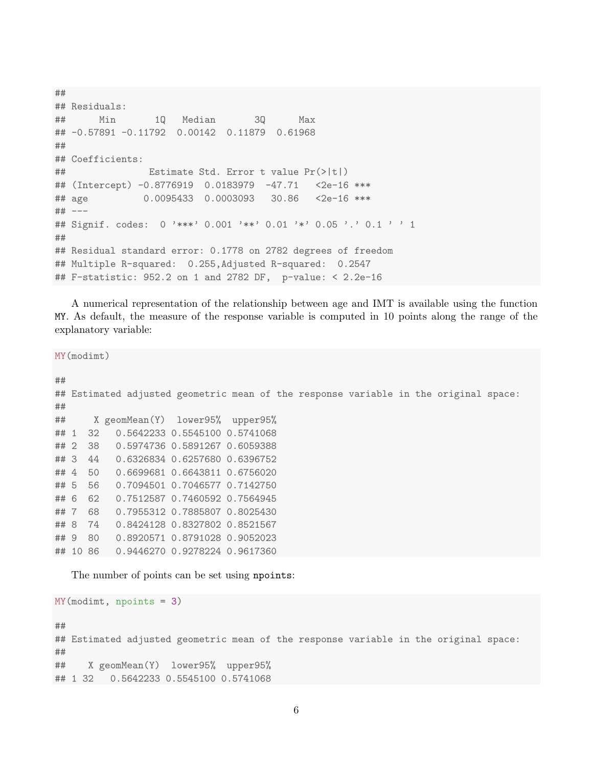```
##
## Residuals:
##      Min       1Q   Median       3Q      Max
## -0.57891 -0.11792  0.00142  0.11879  0.61968
##
## Coefficients:
##               Estimate Std. Error t value Pr(>|t|)
## (Intercept) -0.8776919  0.0183979  -47.71   <2e-16 ***
## age          0.0095433  0.0003093   30.86   <2e-16 ***
## ---
## Signif. codes:  0 '***' 0.001 '**' 0.01 '*' 0.05 '.' 0.1 ' ' 1
##
## Residual standard error: 0.1778 on 2782 degrees of freedom
## Multiple R-squared:  0.255,Adjusted R-squared:  0.2547
## F-statistic: 952.2 on 1 and 2782 DF,  p-value: < 2.2e-16
```

A numerical representation of the relationship between age and IMT is available using the function `MY`. As default, the measure of the response variable is computed in 10 points along the range of the explanatory variable:

```
MY(modimt)
```

```
##
## Estimated adjusted geometric mean of the response variable in the original space:
##
##     X geomMean(Y)  lower95%  upper95%
## 1  32   0.5642233 0.5545100 0.5741068
## 2  38   0.5974736 0.5891267 0.6059388
## 3  44   0.6326834 0.6257680 0.6396752
## 4  50   0.6699681 0.6643811 0.6756020
## 5  56   0.7094501 0.7046577 0.7142750
## 6  62   0.7512587 0.7460592 0.7564945
## 7  68   0.7955312 0.7885807 0.8025430
## 8  74   0.8424128 0.8327802 0.8521567
## 9  80   0.8920571 0.8791028 0.9052023
## 10 86   0.9446270 0.9278224 0.9617360
```

The number of points can be set using `npoints`:

```
MY(modimt, npoints = 3)
```

```
##
## Estimated adjusted geometric mean of the response variable in the original space:
##
##    X geomMean(Y)  lower95%  upper95%
## 1 32   0.5642233 0.5545100 0.5741068
```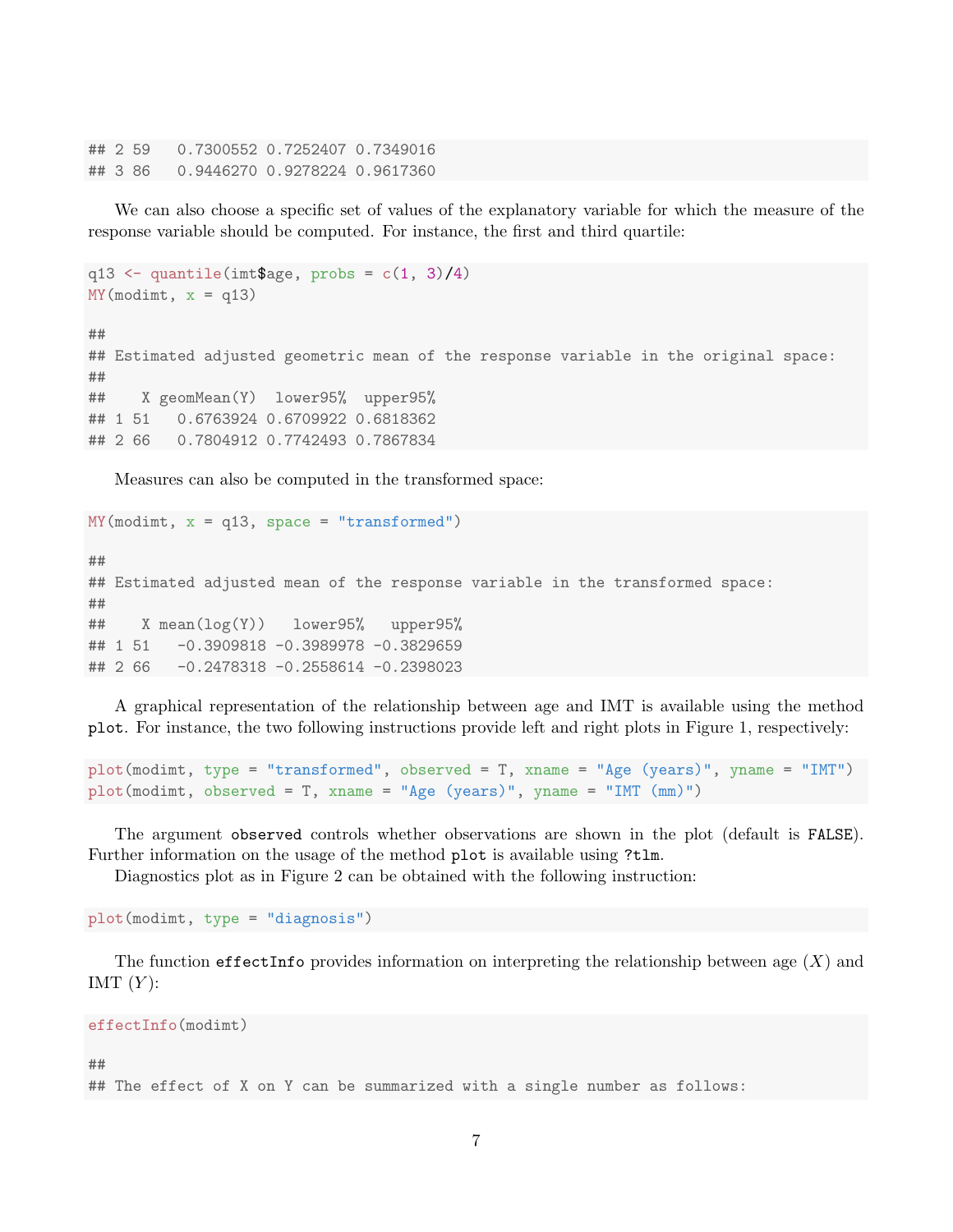```
## 2 59   0.7300552 0.7252407 0.7349016
## 3 86   0.9446270 0.9278224 0.9617360
```

We can also choose a specific set of values of the explanatory variable for which the measure of the response variable should be computed. For instance, the first and third quartile:

```
q13 <- quantile(imt$age, probs = c(1, 3)/4)
MY(modimt, x = q13)

##
## Estimated adjusted geometric mean of the response variable in the original space:
##
##    X geomMean(Y)  lower95%  upper95%
## 1 51   0.6763924 0.6709922 0.6818362
## 2 66   0.7804912 0.7742493 0.7867834
```

Measures can also be computed in the transformed space:

```
MY(modimt, x = q13, space = "transformed")

##
## Estimated adjusted mean of the response variable in the transformed space:
##
##    X mean(log(Y))   lower95%   upper95%
## 1 51   -0.3909818 -0.3989978 -0.3829659
## 2 66   -0.2478318 -0.2558614 -0.2398023
```

A graphical representation of the relationship between age and IMT is available using the method `plot`. For instance, the two following instructions provide left and right plots in Figure 1, respectively:

```
plot(modimt, type = "transformed", observed = T, xname = "Age (years)", yname = "IMT")
plot(modimt, observed = T, xname = "Age (years)", yname = "IMT (mm)")
```

The argument `observed` controls whether observations are shown in the plot (default is `FALSE`). Further information on the usage of the method `plot` is available using `?tlm`.

Diagnostics plot as in Figure 2 can be obtained with the following instruction:

```
plot(modimt, type = "diagnosis")
```

The function `effectInfo` provides information on interpreting the relationship between age ($X$) and IMT ($Y$):

```
effectInfo(modimt)

##
## The effect of X on Y can be summarized with a single number as follows:
```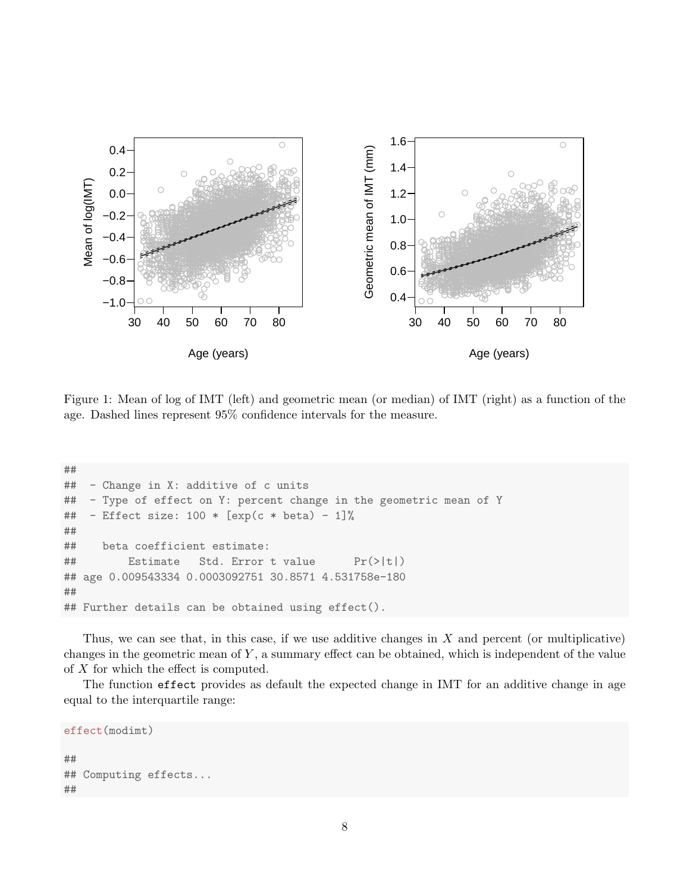Figure 1: Mean of log of IMT (left) and geometric mean (or median) of IMT (right) as a function of the age. Dashed lines represent 95% confidence intervals for the measure.

```
##
##  - Change in X: additive of c units
##  - Type of effect on Y: percent change in the geometric mean of Y
##  - Effect size: 100 * [exp(c * beta) - 1]%
##
##    beta coefficient estimate:
##        Estimate   Std. Error t value      Pr(>|t|)
## age 0.009543334 0.0003092751 30.8571 4.531758e-180
##
## Further details can be obtained using effect().
```

Thus, we can see that, in this case, if we use additive changes in $X$ and percent (or multiplicative) changes in the geometric mean of $Y$, a summary effect can be obtained, which is independent of the value of $X$ for which the effect is computed.

The function `effect` provides as default the expected change in IMT for an additive change in age equal to the interquartile range:

```
effect(modimt)

##
## Computing effects...
##
```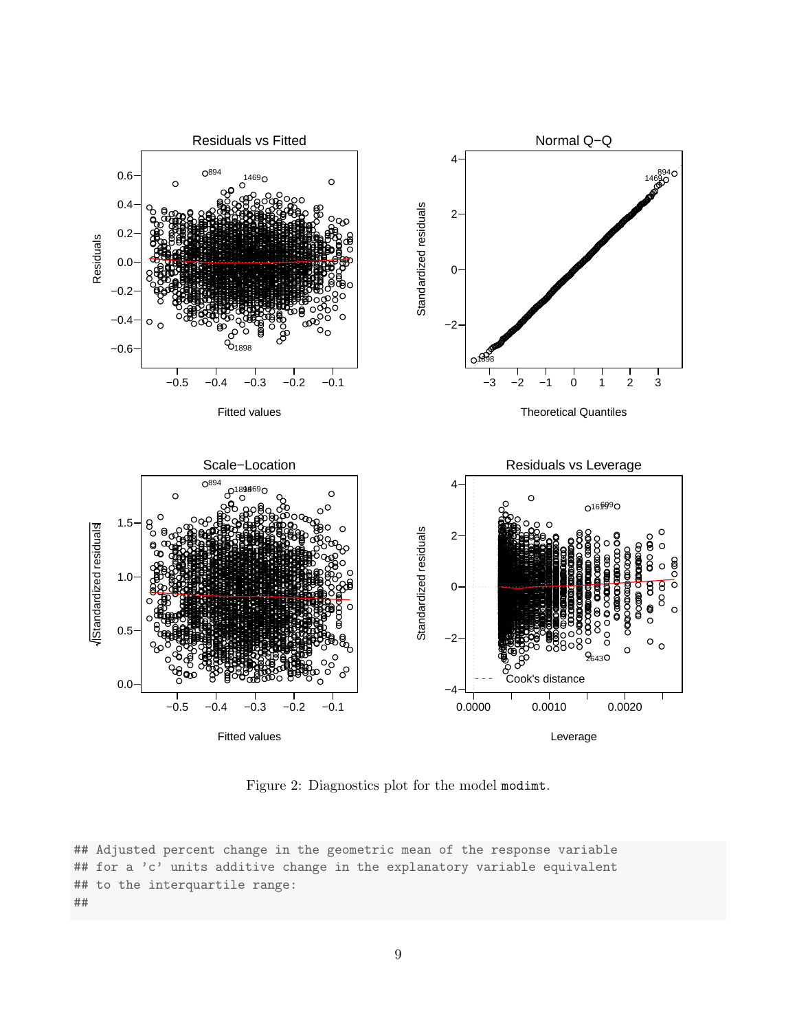Figure 2: Diagnostics plot for the model modimt.

```
## Adjusted percent change in the geometric mean of the response variable
## for a 'c' units additive change in the explanatory variable equivalent
## to the interquartile range:
##
```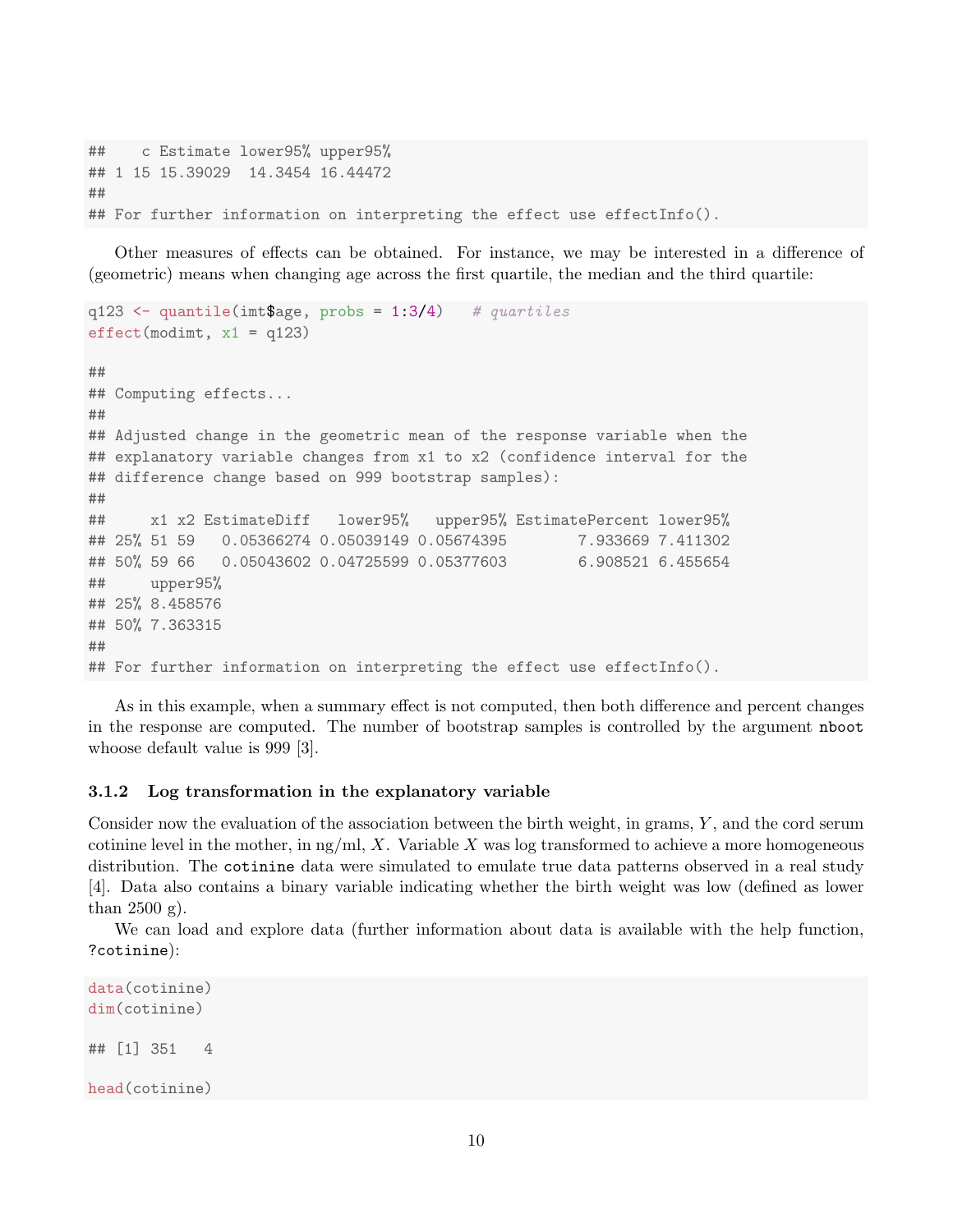```
##    c Estimate lower95% upper95%
## 1 15 15.39029  14.3454 16.44472
##
## For further information on interpreting the effect use effectInfo().
```

Other measures of effects can be obtained. For instance, we may be interested in a difference of (geometric) means when changing age across the first quartile, the median and the third quartile:

```
q123 <- quantile(imt$age, probs = 1:3/4)   # quartiles
effect(modimt, x1 = q123)

##
## Computing effects...
##
## Adjusted change in the geometric mean of the response variable when the
## explanatory variable changes from x1 to x2 (confidence interval for the
## difference change based on 999 bootstrap samples):
##
##     x1 x2 EstimateDiff   lower95%   upper95% EstimatePercent lower95%
## 25% 51 59   0.05366274 0.05039149 0.05674395        7.933669 7.411302
## 50% 59 66   0.05043602 0.04725599 0.05377603        6.908521 6.455654
##     upper95%
## 25% 8.458576
## 50% 7.363315
##
## For further information on interpreting the effect use effectInfo().
```

As in this example, when a summary effect is not computed, then both difference and percent changes in the response are computed. The number of bootstrap samples is controlled by the argument `nboot` whoose default value is 999 [3].

### 3.1.2 Log transformation in the explanatory variable

Consider now the evaluation of the association between the birth weight, in grams, $Y$, and the cord serum cotinine level in the mother, in ng/ml, $X$. Variable $X$ was log transformed to achieve a more homogeneous distribution. The `cotinine` data were simulated to emulate true data patterns observed in a real study [4]. Data also contains a binary variable indicating whether the birth weight was low (defined as lower than 2500 g).

We can load and explore data (further information about data is available with the help function, `?cotinine`):

```
data(cotinine)
dim(cotinine)

## [1] 351   4

head(cotinine)
```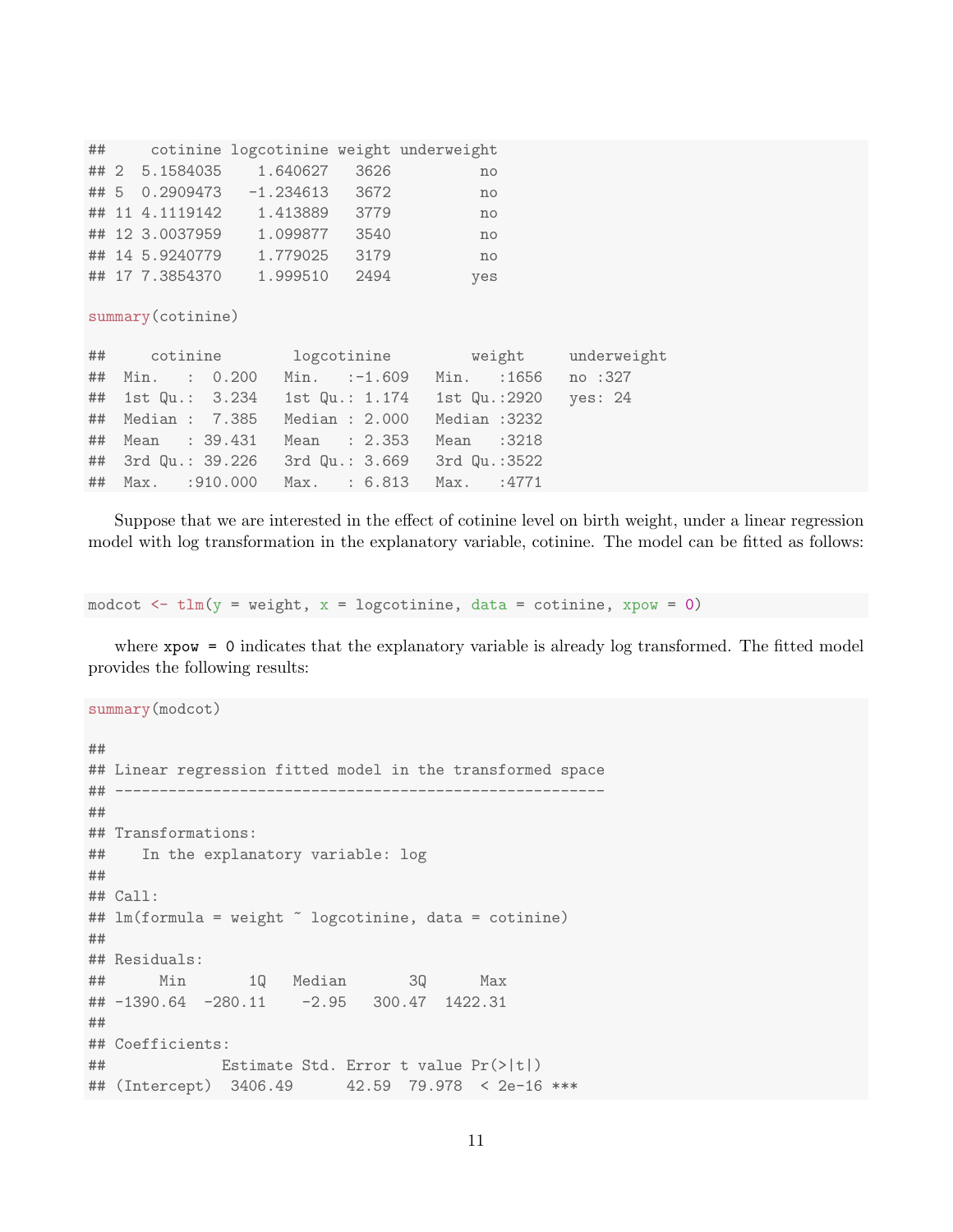```
##     cotinine logcotinine weight underweight
## 2  5.1584035    1.640627   3626          no
## 5  0.2909473   -1.234613   3672          no
## 11 4.1119142    1.413889   3779          no
## 12 3.0037959    1.099877   3540          no
## 14 5.9240779    1.779025   3179          no
## 17 7.3854370    1.999510   2494         yes
```

```
summary(cotinine)
```

```
##     cotinine        logcotinine         weight     underweight
##  Min.   :  0.200   Min.   :-1.609   Min.   :1656   no :327
##  1st Qu.:  3.234   1st Qu.: 1.174   1st Qu.:2920   yes: 24
##  Median :  7.385   Median : 2.000   Median :3232
##  Mean   : 39.431   Mean   : 2.353   Mean   :3218
##  3rd Qu.: 39.226   3rd Qu.: 3.669   3rd Qu.:3522
##  Max.   :910.000   Max.   : 6.813   Max.   :4771
```

Suppose that we are interested in the effect of cotinine level on birth weight, under a linear regression model with log transformation in the explanatory variable, cotinine. The model can be fitted as follows:

```
modcot <- tlm(y = weight, x = logcotinine, data = cotinine, xpow = 0)
```

where `xpow = 0` indicates that the explanatory variable is already log transformed. The fitted model provides the following results:

```
summary(modcot)
```

```
##
## Linear regression fitted model in the transformed space
## -----------------------------------------------------
##
## Transformations:
##    In the explanatory variable: log
##
## Call:
## lm(formula = weight ~ logcotinine, data = cotinine)
##
## Residuals:
##      Min       1Q   Median       3Q      Max
## -1390.64  -280.11    -2.95   300.47  1422.31
##
## Coefficients:
##             Estimate Std. Error t value Pr(>|t|)
## (Intercept)  3406.49      42.59  79.978  < 2e-16 ***
```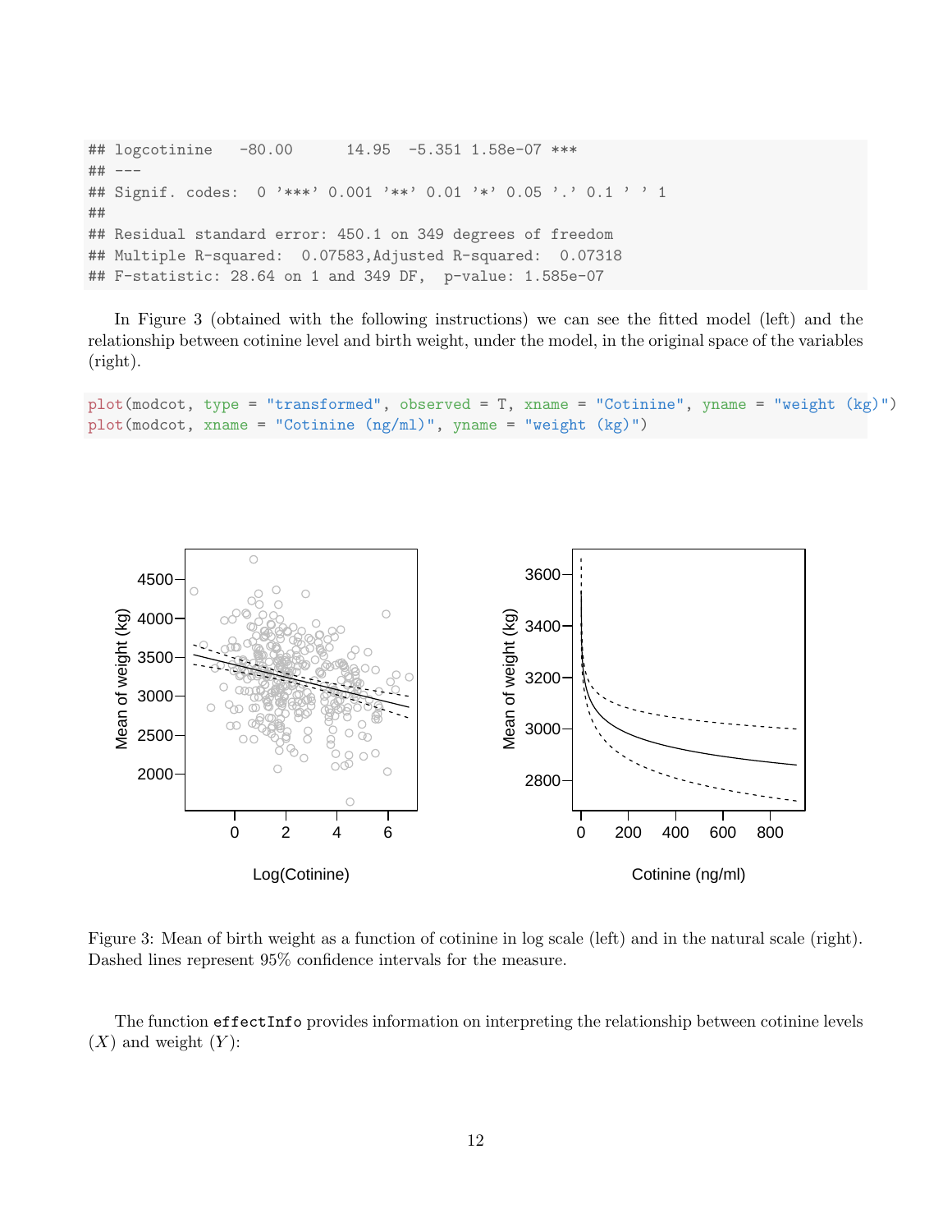```
## logcotinine   -80.00      14.95  -5.351 1.58e-07 ***
## ---
## Signif. codes:  0 '***' 0.001 '**' 0.01 '*' 0.05 '.' 0.1 ' ' 1
##
## Residual standard error: 450.1 on 349 degrees of freedom
## Multiple R-squared:  0.07583,Adjusted R-squared:  0.07318
## F-statistic: 28.64 on 1 and 349 DF,  p-value: 1.585e-07
```

In Figure 3 (obtained with the following instructions) we can see the fitted model (left) and the relationship between cotinine level and birth weight, under the model, in the original space of the variables (right).

```
plot(modcot, type = "transformed", observed = T, xname = "Cotinine", yname = "weight (kg)")
plot(modcot, xname = "Cotinine (ng/ml)", yname = "weight (kg)")
```

Figure 3: Mean of birth weight as a function of cotinine in log scale (left) and in the natural scale (right). Dashed lines represent 95% confidence intervals for the measure.

The function `effectInfo` provides information on interpreting the relationship between cotinine levels ($X$) and weight ($Y$):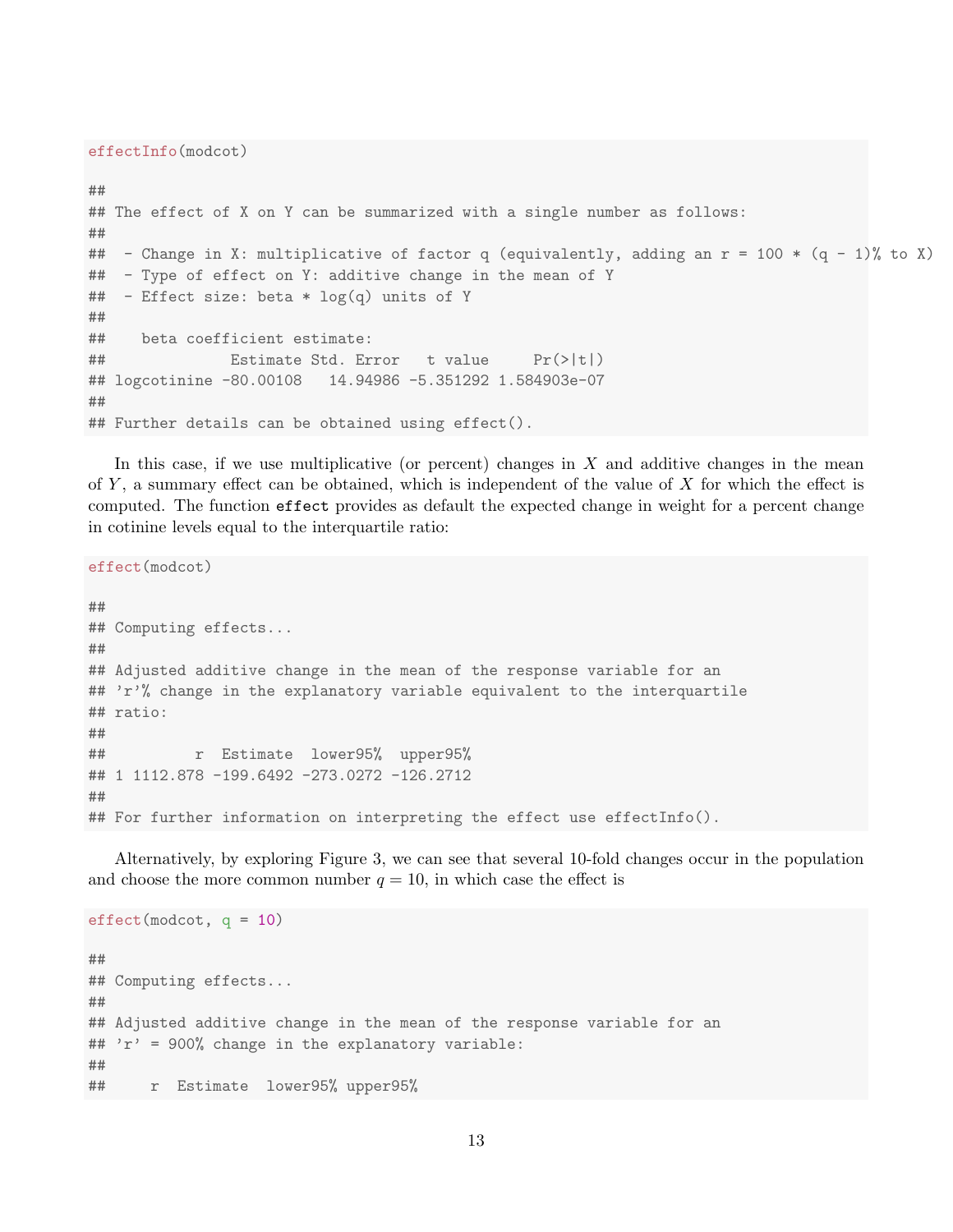```
effectInfo(modcot)

##
## The effect of X on Y can be summarized with a single number as follows:
##
##  - Change in X: multiplicative of factor q (equivalently, adding an r = 100 * (q - 1)% to X)
##  - Type of effect on Y: additive change in the mean of Y
##  - Effect size: beta * log(q) units of Y
##
##    beta coefficient estimate:
##              Estimate Std. Error   t value     Pr(>|t|)
## logcotinine -80.00108   14.94986 -5.351292 1.584903e-07
##
## Further details can be obtained using effect().
```

In this case, if we use multiplicative (or percent) changes in $X$ and additive changes in the mean of $Y$, a summary effect can be obtained, which is independent of the value of $X$ for which the effect is computed. The function `effect` provides as default the expected change in weight for a percent change in cotinine levels equal to the interquartile ratio:

```
effect(modcot)

##
## Computing effects...
##
## Adjusted additive change in the mean of the response variable for an
## 'r'% change in the explanatory variable equivalent to the interquartile
## ratio:
##
##          r  Estimate  lower95%  upper95%
## 1 1112.878 -199.6492 -273.0272 -126.2712
##
## For further information on interpreting the effect use effectInfo().
```

Alternatively, by exploring Figure 3, we can see that several 10-fold changes occur in the population and choose the more common number $q = 10$, in which case the effect is

```
effect(modcot, q = 10)

##
## Computing effects...
##
## Adjusted additive change in the mean of the response variable for an
## 'r' = 900% change in the explanatory variable:
##
##     r  Estimate  lower95% upper95%
```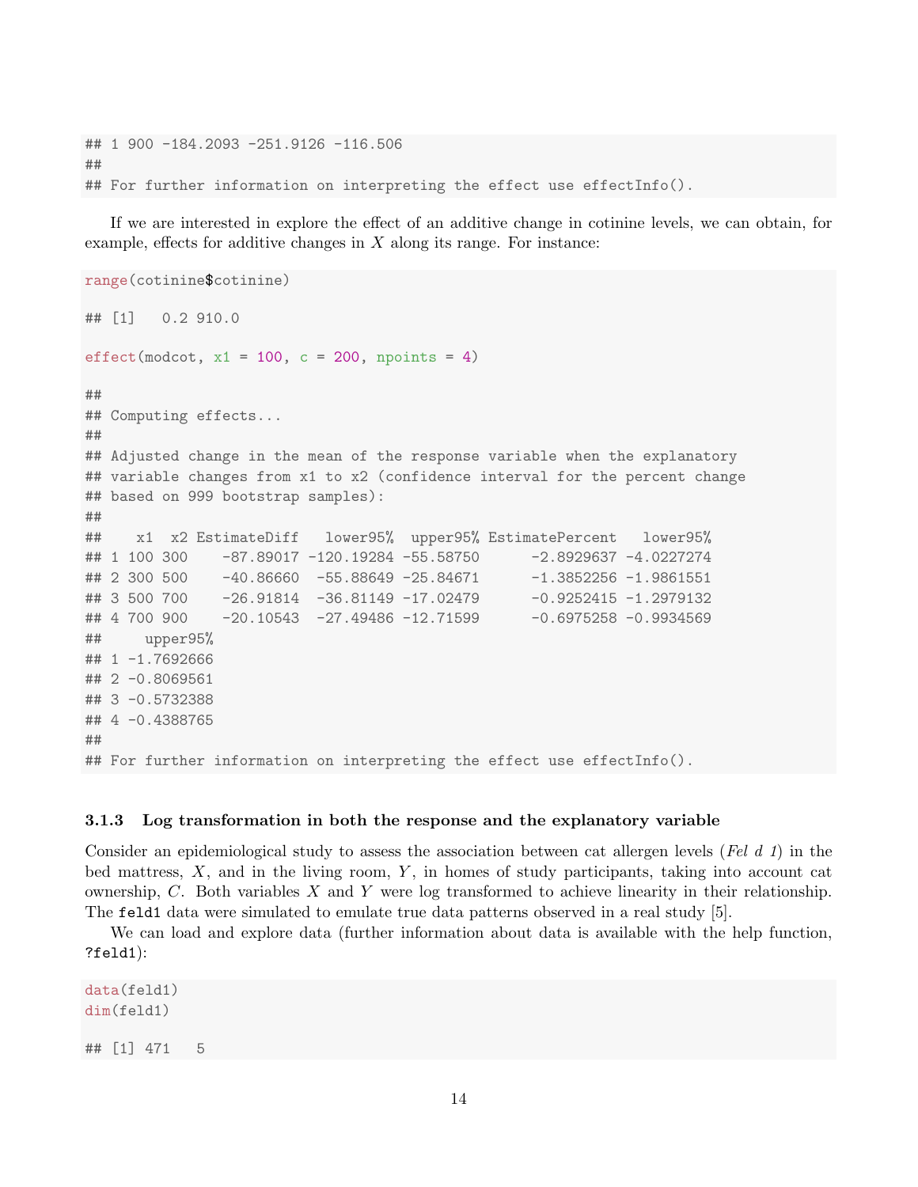```
## 1 900 -184.2093 -251.9126 -116.506
##
## For further information on interpreting the effect use effectInfo().
```

If we are interested in explore the effect of an additive change in cotinine levels, we can obtain, for example, effects for additive changes in $X$ along its range. For instance:

```
range(cotinine$cotinine)

## [1]   0.2 910.0

effect(modcot, x1 = 100, c = 200, npoints = 4)

##
## Computing effects...
##
## Adjusted change in the mean of the response variable when the explanatory
## variable changes from x1 to x2 (confidence interval for the percent change
## based on 999 bootstrap samples):
##
##    x1  x2 EstimateDiff   lower95%  upper95% EstimatePercent   lower95%
## 1 100 300    -87.89017 -120.19284 -55.58750      -2.8929637 -4.0227274
## 2 300 500    -40.86660  -55.88649 -25.84671      -1.3852256 -1.9861551
## 3 500 700    -26.91814  -36.81149 -17.02479      -0.9252415 -1.2979132
## 4 700 900    -20.10543  -27.49486 -12.71599      -0.6975258 -0.9934569
##     upper95%
## 1 -1.7692666
## 2 -0.8069561
## 3 -0.5732388
## 4 -0.4388765
##
## For further information on interpreting the effect use effectInfo().
```

### 3.1.3 Log transformation in both the response and the explanatory variable

Consider an epidemiological study to assess the association between cat allergen levels (*Fel d 1*) in the bed mattress, $X$, and in the living room, $Y$, in homes of study participants, taking into account cat ownership, $C$. Both variables $X$ and $Y$ were log transformed to achieve linearity in their relationship. The `feld1` data were simulated to emulate true data patterns observed in a real study [5].

We can load and explore data (further information about data is available with the help function, `?feld1`):

```
data(feld1)
dim(feld1)

## [1] 471   5
```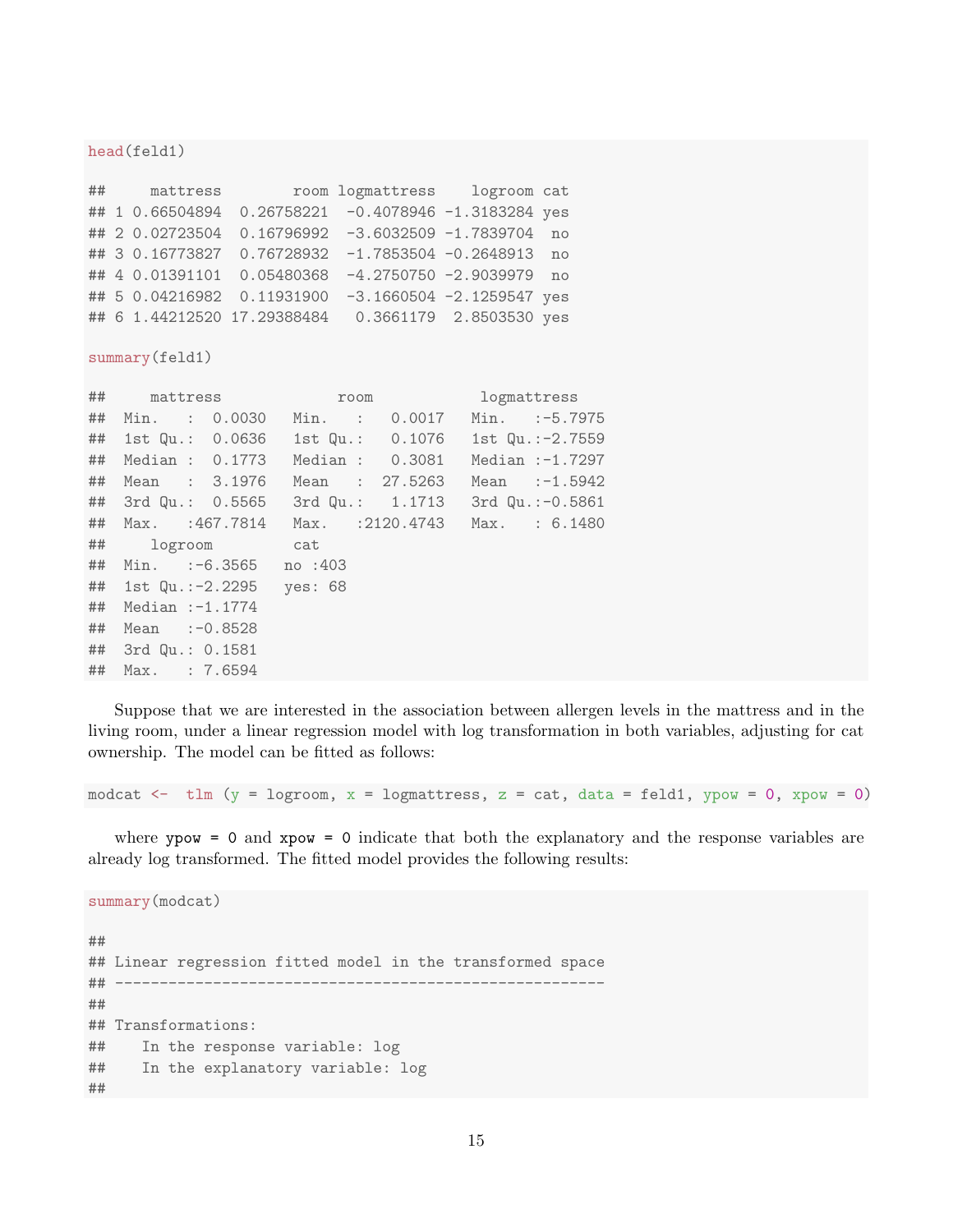```r
head(feld1)

##     mattress        room logmattress    logroom cat
## 1 0.66504894  0.26758221  -0.4078946 -1.3183284 yes
## 2 0.02723504  0.16796992  -3.6032509 -1.7839704  no
## 3 0.16773827  0.76728932  -1.7853504 -0.2648913  no
## 4 0.01391101  0.05480368  -4.2750750 -2.9039979  no
## 5 0.04216982  0.11931900  -3.1660504 -2.1259547 yes
## 6 1.44212520 17.29388484   0.3661179  2.8503530 yes

summary(feld1)

##     mattress             room            logmattress
##  Min.   :  0.0030   Min.   :   0.0017   Min.   :-5.7975
##  1st Qu.:  0.0636   1st Qu.:   0.1076   1st Qu.:-2.7559
##  Median :  0.1773   Median :   0.3081   Median :-1.7297
##  Mean   :  3.1976   Mean   :  27.5263   Mean   :-1.5942
##  3rd Qu.:  0.5565   3rd Qu.:   1.1713   3rd Qu.:-0.5861
##  Max.   :467.7814   Max.   :2120.4743   Max.   : 6.1480
##     logroom         cat
##  Min.   :-6.3565   no :403
##  1st Qu.:-2.2295   yes: 68
##  Median :-1.1774
##  Mean   :-0.8528
##  3rd Qu.: 0.1581
##  Max.   : 7.6594
```

Suppose that we are interested in the association between allergen levels in the mattress and in the living room, under a linear regression model with log transformation in both variables, adjusting for cat ownership. The model can be fitted as follows:

```r
modcat <-  tlm (y = logroom, x = logmattress, z = cat, data = feld1, ypow = 0, xpow = 0)
```

where `ypow = 0` and `xpow = 0` indicate that both the explanatory and the response variables are already log transformed. The fitted model provides the following results:

```r
summary(modcat)

##
## Linear regression fitted model in the transformed space
## -----------------------------------------------------
##
## Transformations:
##    In the response variable: log
##    In the explanatory variable: log
##
```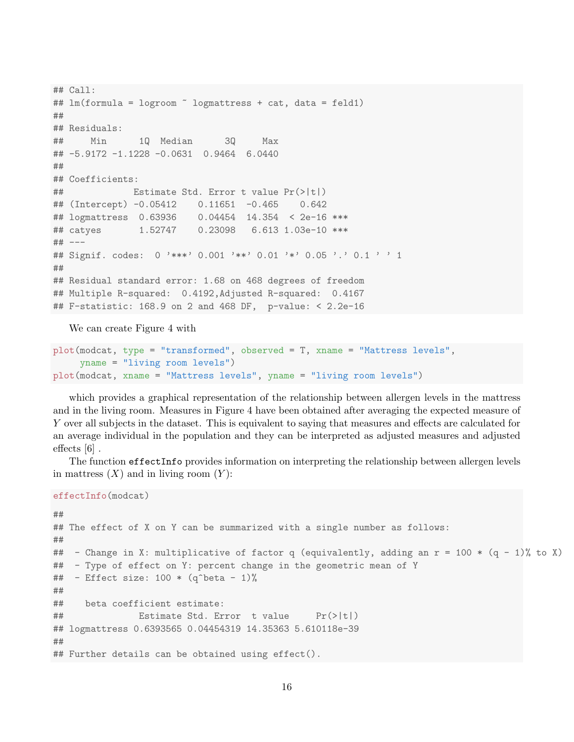```
## Call:
## lm(formula = logroom ~ logmattress + cat, data = feld1)
##
## Residuals:
##     Min      1Q  Median      3Q     Max
## -5.9172 -1.1228 -0.0631  0.9464  6.0440
##
## Coefficients:
##             Estimate Std. Error t value Pr(>|t|)
## (Intercept) -0.05412    0.11651  -0.465    0.642
## logmattress  0.63936    0.04454  14.354  < 2e-16 ***
## catyes       1.52747    0.23098   6.613 1.03e-10 ***
## ---
## Signif. codes:  0 '***' 0.001 '**' 0.01 '*' 0.05 '.' 0.1 ' ' 1
##
## Residual standard error: 1.68 on 468 degrees of freedom
## Multiple R-squared:  0.4192,Adjusted R-squared:  0.4167
## F-statistic: 168.9 on 2 and 468 DF,  p-value: < 2.2e-16
```

We can create Figure 4 with

```
plot(modcat, type = "transformed", observed = T, xname = "Mattress levels",
     yname = "living room levels")
plot(modcat, xname = "Mattress levels", yname = "living room levels")
```

which provides a graphical representation of the relationship between allergen levels in the mattress and in the living room. Measures in Figure 4 have been obtained after averaging the expected measure of $Y$ over all subjects in the dataset. This is equivalent to saying that measures and effects are calculated for an average individual in the population and they can be interpreted as adjusted measures and adjusted effects [6] .

The function `effectInfo` provides information on interpreting the relationship between allergen levels in mattress ($X$) and in living room ($Y$):

```
effectInfo(modcat)

##
## The effect of X on Y can be summarized with a single number as follows:
##
##  - Change in X: multiplicative of factor q (equivalently, adding an r = 100 * (q - 1)% to X)
##  - Type of effect on Y: percent change in the geometric mean of Y
##  - Effect size: 100 * (q^beta - 1)%
##
##    beta coefficient estimate:
##              Estimate Std. Error  t value     Pr(>|t|)
## logmattress 0.6393565 0.04454319 14.35363 5.610118e-39
##
## Further details can be obtained using effect().
```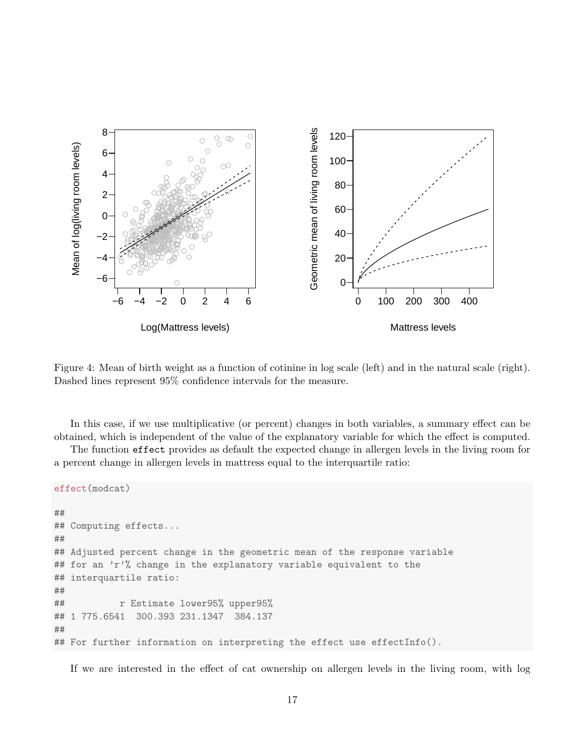Figure 4: Mean of birth weight as a function of cotinine in log scale (left) and in the natural scale (right). Dashed lines represent 95% confidence intervals for the measure.

In this case, if we use multiplicative (or percent) changes in both variables, a summary effect can be obtained, which is independent of the value of the explanatory variable for which the effect is computed.

The function `effect` provides as default the expected change in allergen levels in the living room for a percent change in allergen levels in mattress equal to the interquartile ratio:

```
effect(modcat)

##
## Computing effects...
##
## Adjusted percent change in the geometric mean of the response variable
## for an 'r'% change in the explanatory variable equivalent to the
## interquartile ratio:
##
##          r Estimate lower95% upper95%
## 1 775.6541  300.393 231.1347  384.137
##
## For further information on interpreting the effect use effectInfo().
```

If we are interested in the effect of cat ownership on allergen levels in the living room, with log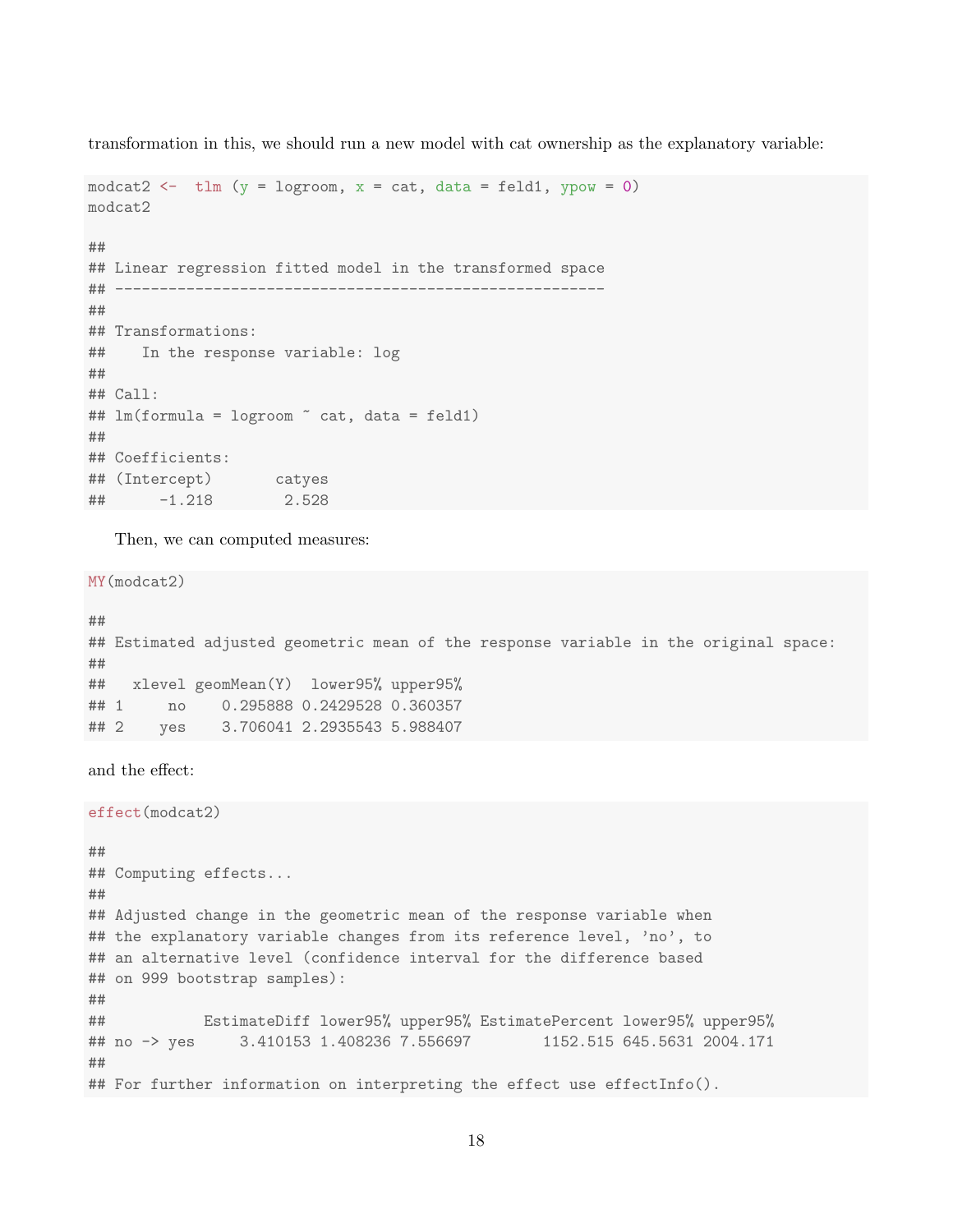transformation in this, we should run a new model with cat ownership as the explanatory variable:

```
modcat2 <-  tlm (y = logroom, x = cat, data = feld1, ypow = 0)
modcat2

##
## Linear regression fitted model in the transformed space
## -------------------------------------------------------
##
## Transformations:
##    In the response variable: log
##
## Call:
## lm(formula = logroom ~ cat, data = feld1)
##
## Coefficients:
## (Intercept)       catyes
##      -1.218        2.528
```

Then, we can computed measures:

```
MY(modcat2)

##
## Estimated adjusted geometric mean of the response variable in the original space:
##
##   xlevel geomMean(Y)  lower95% upper95%
## 1     no    0.295888 0.2429528 0.360357
## 2    yes    3.706041 2.2935543 5.988407
```

and the effect:

```
effect(modcat2)

##
## Computing effects...
##
## Adjusted change in the geometric mean of the response variable when
## the explanatory variable changes from its reference level, 'no', to
## an alternative level (confidence interval for the difference based
## on 999 bootstrap samples):
##
##           EstimateDiff lower95% upper95% EstimatePercent lower95% upper95%
## no -> yes     3.410153 1.408236 7.556697        1152.515 645.5631 2004.171
##
## For further information on interpreting the effect use effectInfo().
```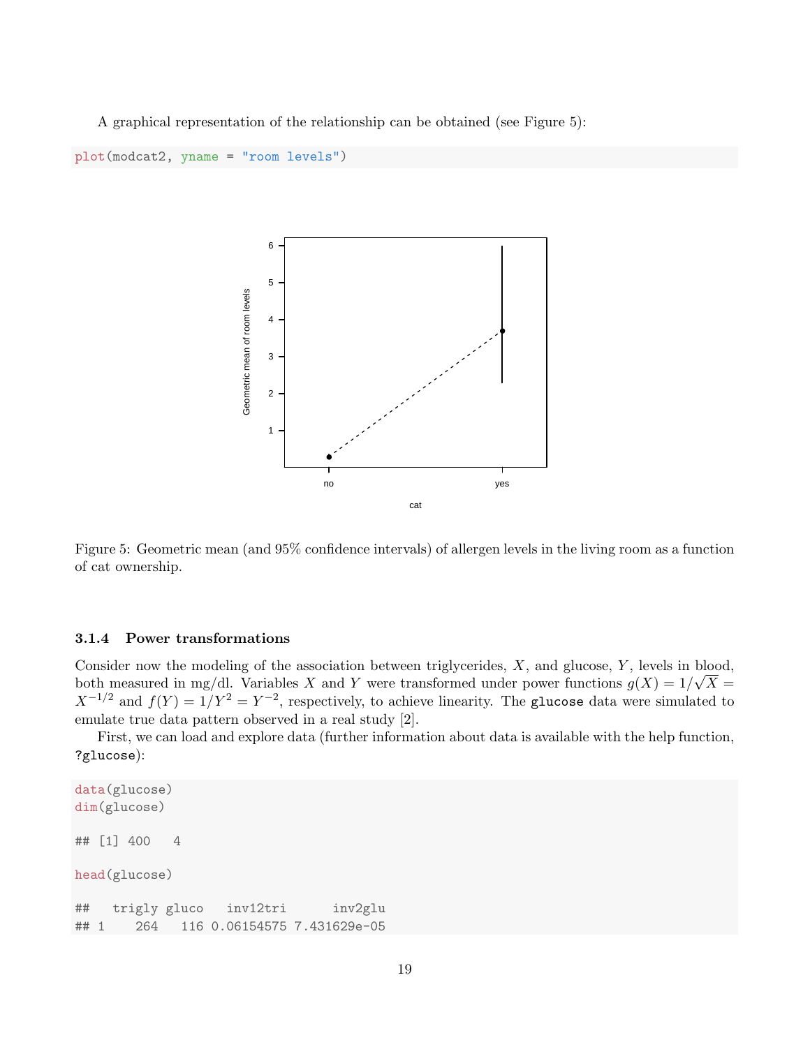A graphical representation of the relationship can be obtained (see Figure 5):

```
plot(modcat2, yname = "room levels")
```

Figure 5: Geometric mean (and 95% confidence intervals) of allergen levels in the living room as a function of cat ownership.

### 3.1.4 Power transformations

Consider now the modeling of the association between triglycerides, $X$, and glucose, $Y$, levels in blood, both measured in mg/dl. Variables $X$ and $Y$ were transformed under power functions $g(X) = 1/\sqrt{X} = X^{-1/2}$ and $f(Y) = 1/Y^2 = Y^{-2}$, respectively, to achieve linearity. The `glucose` data were simulated to emulate true data pattern observed in a real study [2].

First, we can load and explore data (further information about data is available with the help function, `?glucose`):

```
data(glucose)
dim(glucose)

## [1] 400   4

head(glucose)

##   trigly gluco   inv12tri      inv2glu
## 1    264   116 0.06154575 7.431629e-05
```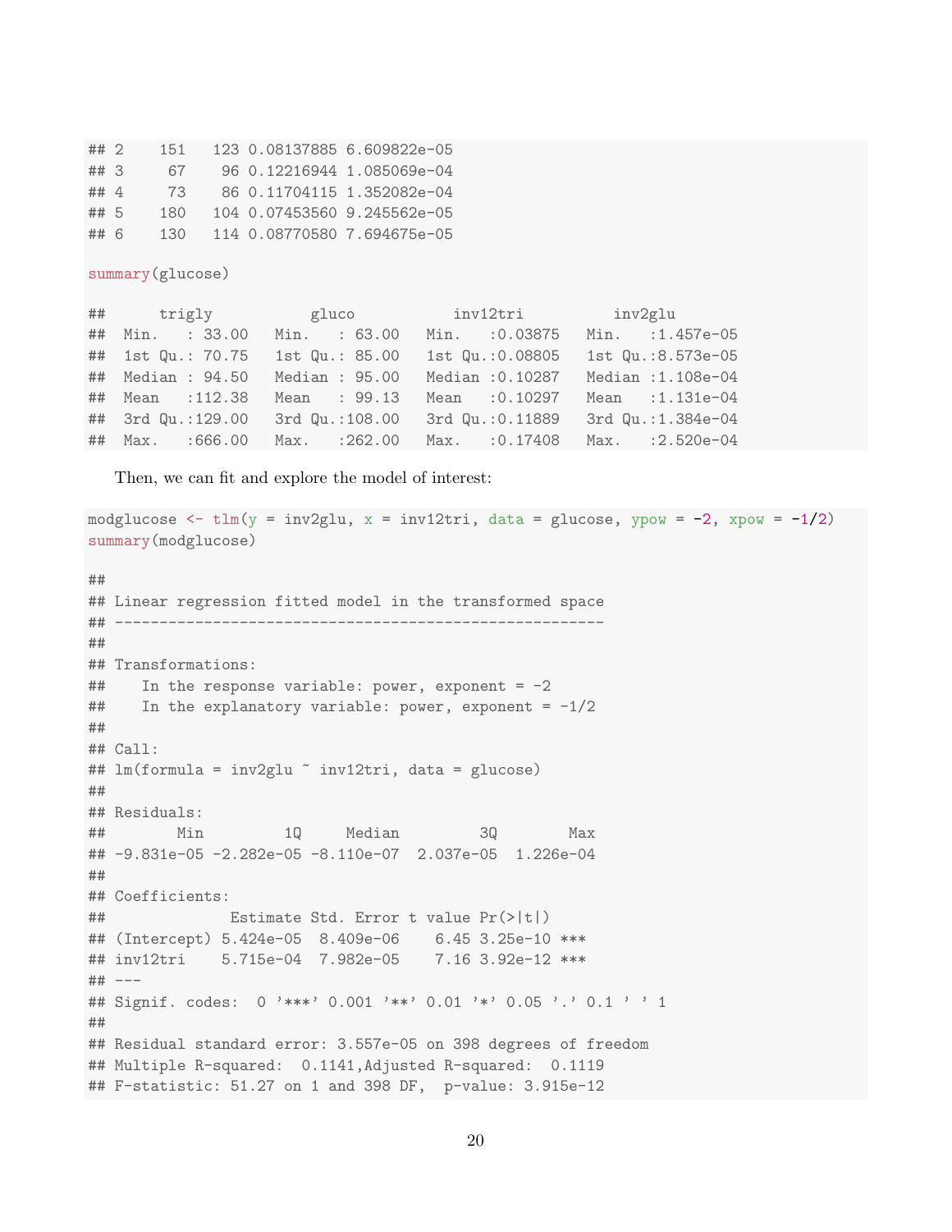```
## 2    151   123 0.08137885 6.609822e-05
## 3     67    96 0.12216944 1.085069e-04
## 4     73    86 0.11704115 1.352082e-04
## 5    180   104 0.07453560 9.245562e-05
## 6    130   114 0.08770580 7.694675e-05
```

```
summary(glucose)
```

```
##      trigly           gluco           inv12tri          inv2glu
##  Min.   : 33.00   Min.   : 63.00   Min.   :0.03875   Min.   :1.457e-05
##  1st Qu.: 70.75   1st Qu.: 85.00   1st Qu.:0.08805   1st Qu.:8.573e-05
##  Median : 94.50   Median : 95.00   Median :0.10287   Median :1.108e-04
##  Mean   :112.38   Mean   : 99.13   Mean   :0.10297   Mean   :1.131e-04
##  3rd Qu.:129.00   3rd Qu.:108.00   3rd Qu.:0.11889   3rd Qu.:1.384e-04
##  Max.   :666.00   Max.   :262.00   Max.   :0.17408   Max.   :2.520e-04
```

Then, we can fit and explore the model of interest:

```
modglucose <- tlm(y = inv2glu, x = inv12tri, data = glucose, ypow = -2, xpow = -1/2)
summary(modglucose)
```

```
##
## Linear regression fitted model in the transformed space
## -------------------------------------------------------
##
## Transformations:
##    In the response variable: power, exponent = -2
##    In the explanatory variable: power, exponent = -1/2
##
## Call:
## lm(formula = inv2glu ~ inv12tri, data = glucose)
##
## Residuals:
##        Min         1Q     Median         3Q        Max
## -9.831e-05 -2.282e-05 -8.110e-07  2.037e-05  1.226e-04
##
## Coefficients:
##              Estimate Std. Error t value Pr(>|t|)
## (Intercept) 5.424e-05  8.409e-06    6.45 3.25e-10 ***
## inv12tri    5.715e-04  7.982e-05    7.16 3.92e-12 ***
## ---
## Signif. codes:  0 '***' 0.001 '**' 0.01 '*' 0.05 '.' 0.1 ' ' 1
##
## Residual standard error: 3.557e-05 on 398 degrees of freedom
## Multiple R-squared:  0.1141,Adjusted R-squared:  0.1119
## F-statistic: 51.27 on 1 and 398 DF,  p-value: 3.915e-12
```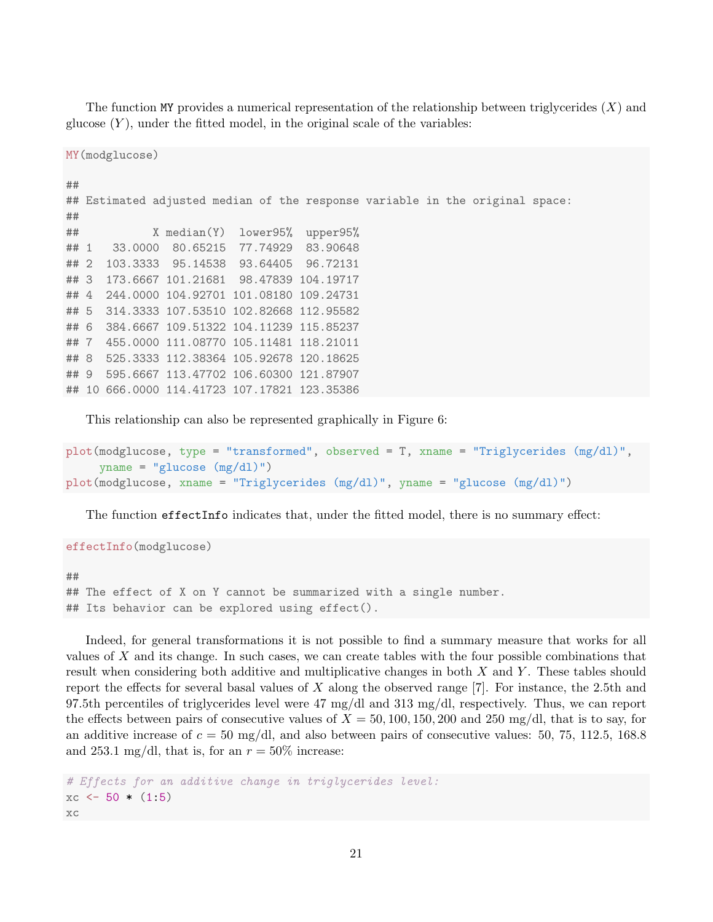The function `MY` provides a numerical representation of the relationship between triglycerides ($X$) and glucose ($Y$), under the fitted model, in the original scale of the variables:

```
MY(modglucose)

##
## Estimated adjusted median of the response variable in the original space:
##
##           X median(Y)  lower95%  upper95%
## 1   33.0000  80.65215  77.74929  83.90648
## 2  103.3333  95.14538  93.64405  96.72131
## 3  173.6667 101.21681  98.47839 104.19717
## 4  244.0000 104.92701 101.08180 109.24731
## 5  314.3333 107.53510 102.82668 112.95582
## 6  384.6667 109.51322 104.11239 115.85237
## 7  455.0000 111.08770 105.11481 118.21011
## 8  525.3333 112.38364 105.92678 120.18625
## 9  595.6667 113.47702 106.60300 121.87907
## 10 666.0000 114.41723 107.17821 123.35386
```

This relationship can also be represented graphically in Figure 6:

```
plot(modglucose, type = "transformed", observed = T, xname = "Triglycerides (mg/dl)",
     yname = "glucose (mg/dl)")
plot(modglucose, xname = "Triglycerides (mg/dl)", yname = "glucose (mg/dl)")
```

The function `effectInfo` indicates that, under the fitted model, there is no summary effect:

```
effectInfo(modglucose)

##
## The effect of X on Y cannot be summarized with a single number.
## Its behavior can be explored using effect().
```

Indeed, for general transformations it is not possible to find a summary measure that works for all values of $X$ and its change. In such cases, we can create tables with the four possible combinations that result when considering both additive and multiplicative changes in both $X$ and $Y$. These tables should report the effects for several basal values of $X$ along the observed range [7]. For instance, the 2.5th and 97.5th percentiles of triglycerides level were 47 mg/dl and 313 mg/dl, respectively. Thus, we can report the effects between pairs of consecutive values of $X = 50, 100, 150, 200$ and $250$ mg/dl, that is to say, for an additive increase of $c = 50$ mg/dl, and also between pairs of consecutive values: 50, 75, 112.5, 168.8 and 253.1 mg/dl, that is, for an $r = 50\%$ increase:

```
# Effects for an additive change in triglycerides level:
xc <- 50 * (1:5)
xc
```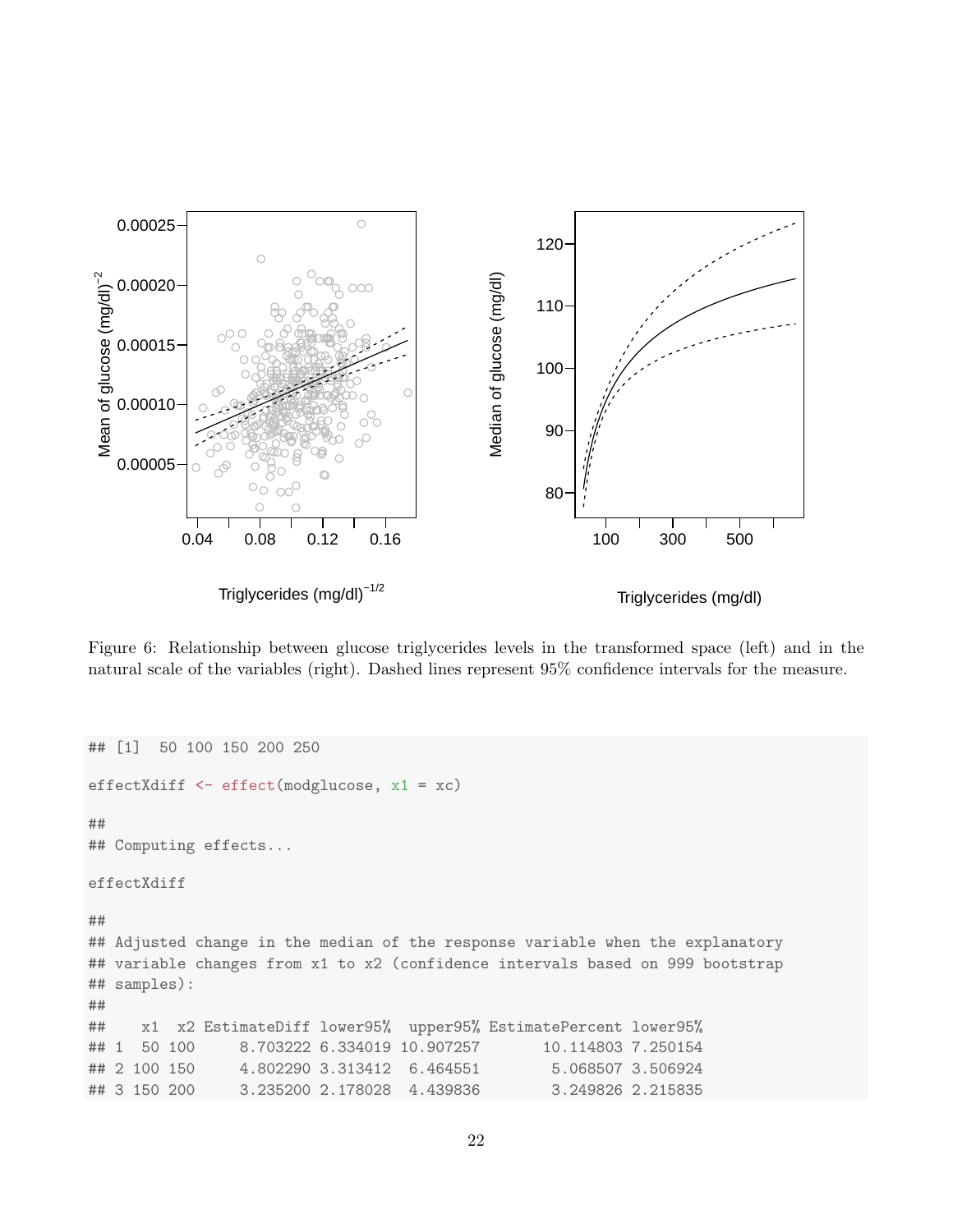Figure 6: Relationship between glucose triglycerides levels in the transformed space (left) and in the natural scale of the variables (right). Dashed lines represent 95% confidence intervals for the measure.

```
## [1]  50 100 150 200 250

effectXdiff <- effect(modglucose, x1 = xc)

##
## Computing effects...

effectXdiff

##
## Adjusted change in the median of the response variable when the explanatory
## variable changes from x1 to x2 (confidence intervals based on 999 bootstrap
## samples):
##
##    x1  x2 EstimateDiff lower95%  upper95% EstimatePercent lower95%
## 1  50 100     8.703222 6.334019 10.907257       10.114803 7.250154
## 2 100 150     4.802290 3.313412  6.464551        5.068507 3.506924
## 3 150 200     3.235200 2.178028  4.439836        3.249826 2.215835
```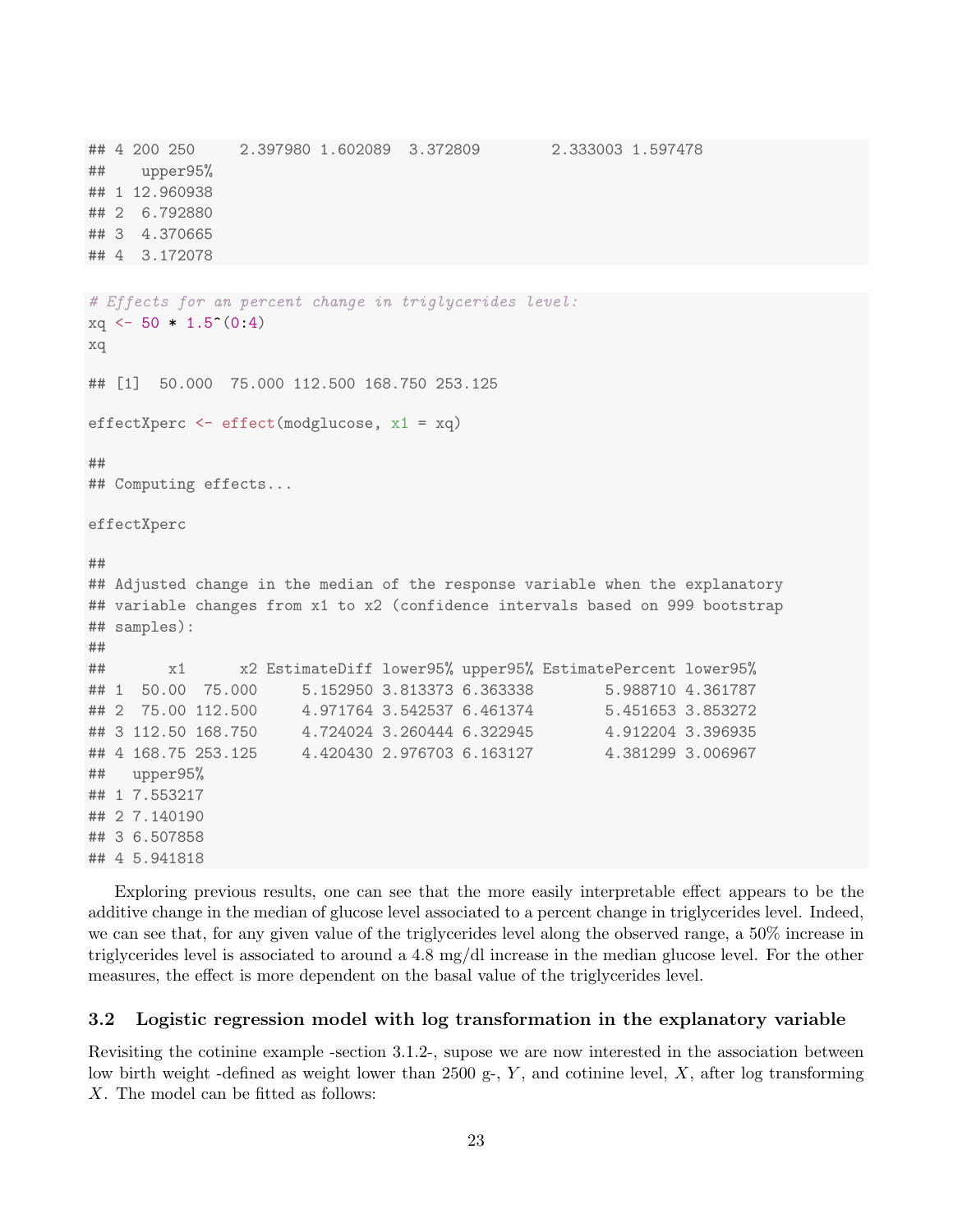```
## 4 200 250     2.397980 1.602089  3.372809        2.333003 1.597478
##    upper95%
## 1 12.960938
## 2  6.792880
## 3  4.370665
## 4  3.172078
```

```
# Effects for an percent change in triglycerides level:
xq <- 50 * 1.5^(0:4)
xq

## [1]  50.000  75.000 112.500 168.750 253.125

effectXperc <- effect(modglucose, x1 = xq)

##
## Computing effects...

effectXperc

##
## Adjusted change in the median of the response variable when the explanatory
## variable changes from x1 to x2 (confidence intervals based on 999 bootstrap
## samples):
##
##       x1      x2 EstimateDiff lower95% upper95% EstimatePercent lower95%
## 1  50.00  75.000     5.152950 3.813373 6.363338        5.988710 4.361787
## 2  75.00 112.500     4.971764 3.542537 6.461374        5.451653 3.853272
## 3 112.50 168.750     4.724024 3.260444 6.322945        4.912204 3.396935
## 4 168.75 253.125     4.420430 2.976703 6.163127        4.381299 3.006967
##   upper95%
## 1 7.553217
## 2 7.140190
## 3 6.507858
## 4 5.941818
```

Exploring previous results, one can see that the more easily interpretable effect appears to be the additive change in the median of glucose level associated to a percent change in triglycerides level. Indeed, we can see that, for any given value of the triglycerides level along the observed range, a 50% increase in triglycerides level is associated to around a 4.8 mg/dl increase in the median glucose level. For the other measures, the effect is more dependent on the basal value of the triglycerides level.

### 3.2 Logistic regression model with log transformation in the explanatory variable

Revisiting the cotinine example -section 3.1.2-, supose we are now interested in the association between low birth weight -defined as weight lower than 2500 g-, $Y$, and cotinine level, $X$, after log transforming $X$. The model can be fitted as follows: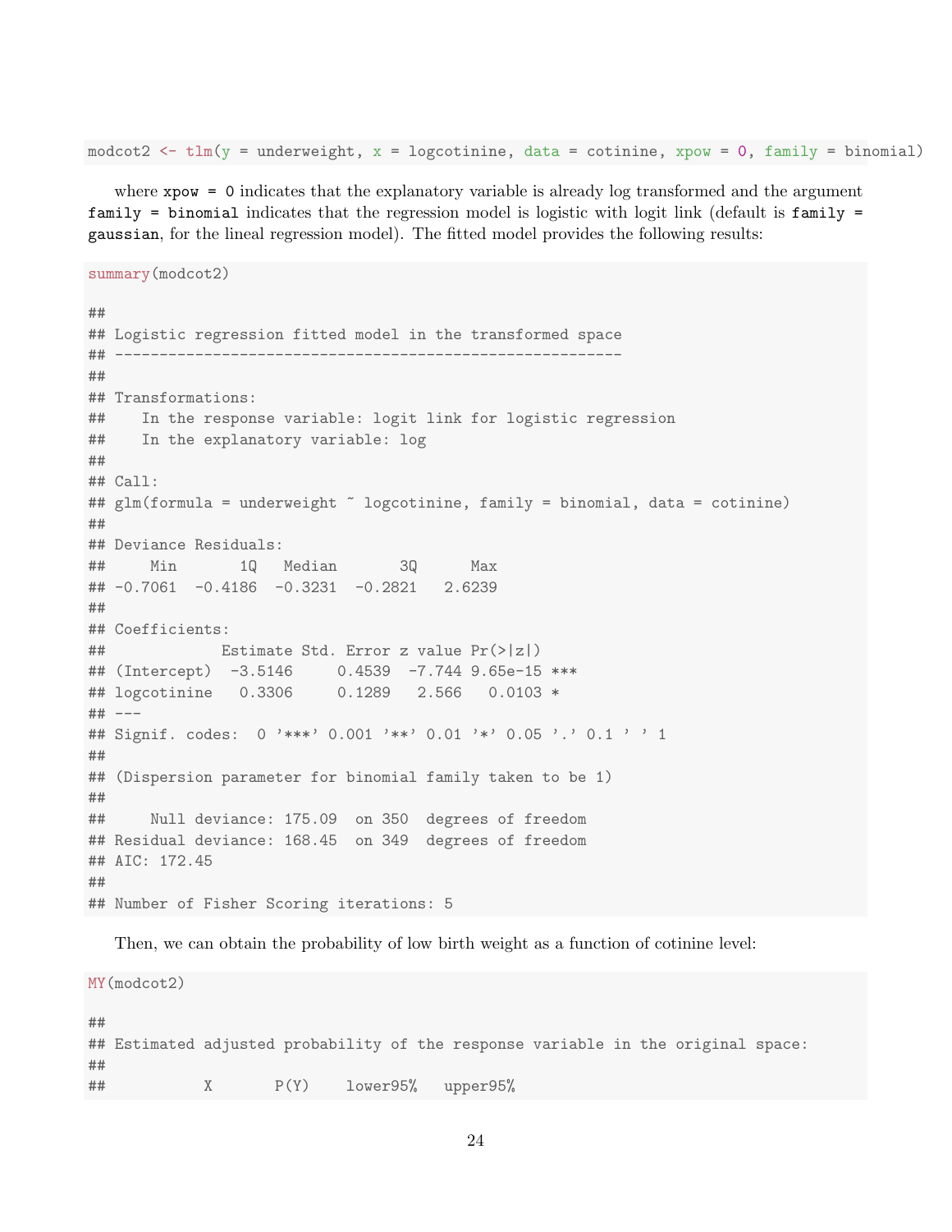```
modcot2 <- tlm(y = underweight, x = logcotinine, data = cotinine, xpow = 0, family = binomial)
```

where `xpow = 0` indicates that the explanatory variable is already log transformed and the argument `family = binomial` indicates that the regression model is logistic with logit link (default is `family = gaussian`, for the lineal regression model). The fitted model provides the following results:

```
summary(modcot2)

##
## Logistic regression fitted model in the transformed space
## ----------------------------------------------------------
##
## Transformations:
##    In the response variable: logit link for logistic regression
##    In the explanatory variable: log
##
## Call:
## glm(formula = underweight ~ logcotinine, family = binomial, data = cotinine)
##
## Deviance Residuals:
##     Min       1Q   Median       3Q      Max
## -0.7061  -0.4186  -0.3231  -0.2821   2.6239
##
## Coefficients:
##             Estimate Std. Error z value Pr(>|z|)
## (Intercept)  -3.5146     0.4539  -7.744 9.65e-15 ***
## logcotinine   0.3306     0.1289   2.566   0.0103 *
## ---
## Signif. codes:  0 '***' 0.001 '**' 0.01 '*' 0.05 '.' 0.1 ' ' 1
##
## (Dispersion parameter for binomial family taken to be 1)
##
##     Null deviance: 175.09  on 350  degrees of freedom
## Residual deviance: 168.45  on 349  degrees of freedom
## AIC: 172.45
##
## Number of Fisher Scoring iterations: 5
```

Then, we can obtain the probability of low birth weight as a function of cotinine level:

```
MY(modcot2)

##
## Estimated adjusted probability of the response variable in the original space:
##
##            X       P(Y)    lower95%   upper95%
```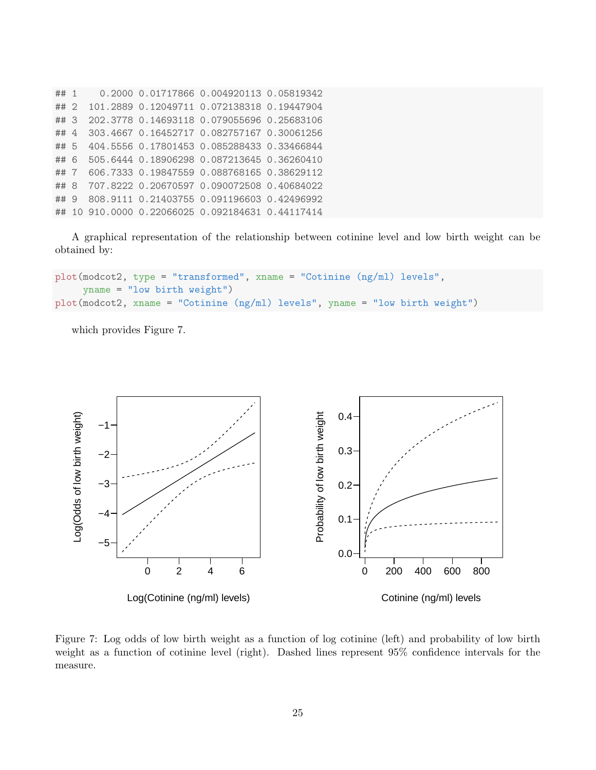```
## 1    0.2000 0.01717866 0.004920113 0.05819342
## 2  101.2889 0.12049711 0.072138318 0.19447904
## 3  202.3778 0.14693118 0.079055696 0.25683106
## 4  303.4667 0.16452717 0.082757167 0.30061256
## 5  404.5556 0.17801453 0.085288433 0.33466844
## 6  505.6444 0.18906298 0.087213645 0.36260410
## 7  606.7333 0.19847559 0.088768165 0.38629112
## 8  707.8222 0.20670597 0.090072508 0.40684022
## 9  808.9111 0.21403755 0.091196603 0.42496992
## 10 910.0000 0.22066025 0.092184631 0.44117414
```

A graphical representation of the relationship between cotinine level and low birth weight can be obtained by:

```
plot(modcot2, type = "transformed", xname = "Cotinine (ng/ml) levels",
     yname = "low birth weight")
plot(modcot2, xname = "Cotinine (ng/ml) levels", yname = "low birth weight")
```

which provides Figure 7.

Figure 7: Log odds of low birth weight as a function of log cotinine (left) and probability of low birth weight as a function of cotinine level (right). Dashed lines represent 95% confidence intervals for the measure.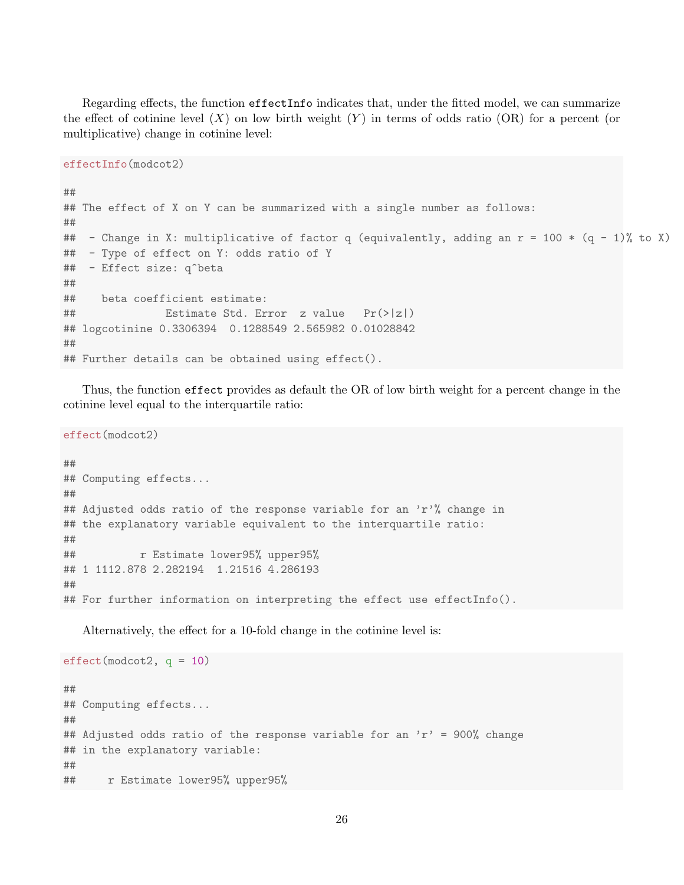Regarding effects, the function `effectInfo` indicates that, under the fitted model, we can summarize the effect of cotinine level ($X$) on low birth weight ($Y$) in terms of odds ratio (OR) for a percent (or multiplicative) change in cotinine level:

```
effectInfo(modcot2)

##
## The effect of X on Y can be summarized with a single number as follows:
##
##  - Change in X: multiplicative of factor q (equivalently, adding an r = 100 * (q - 1)% to X)
##  - Type of effect on Y: odds ratio of Y
##  - Effect size: q^beta
##
##    beta coefficient estimate:
##              Estimate Std. Error  z value   Pr(>|z|)
## logcotinine 0.3306394  0.1288549 2.565982 0.01028842
##
## Further details can be obtained using effect().
```

Thus, the function `effect` provides as default the OR of low birth weight for a percent change in the cotinine level equal to the interquartile ratio:

```
effect(modcot2)

##
## Computing effects...
##
## Adjusted odds ratio of the response variable for an 'r'% change in
## the explanatory variable equivalent to the interquartile ratio:
##
##          r Estimate lower95% upper95%
## 1 1112.878 2.282194  1.21516 4.286193
##
## For further information on interpreting the effect use effectInfo().
```

Alternatively, the effect for a 10-fold change in the cotinine level is:

```
effect(modcot2, q = 10)

##
## Computing effects...
##
## Adjusted odds ratio of the response variable for an 'r' = 900% change
## in the explanatory variable:
##
##     r Estimate lower95% upper95%
```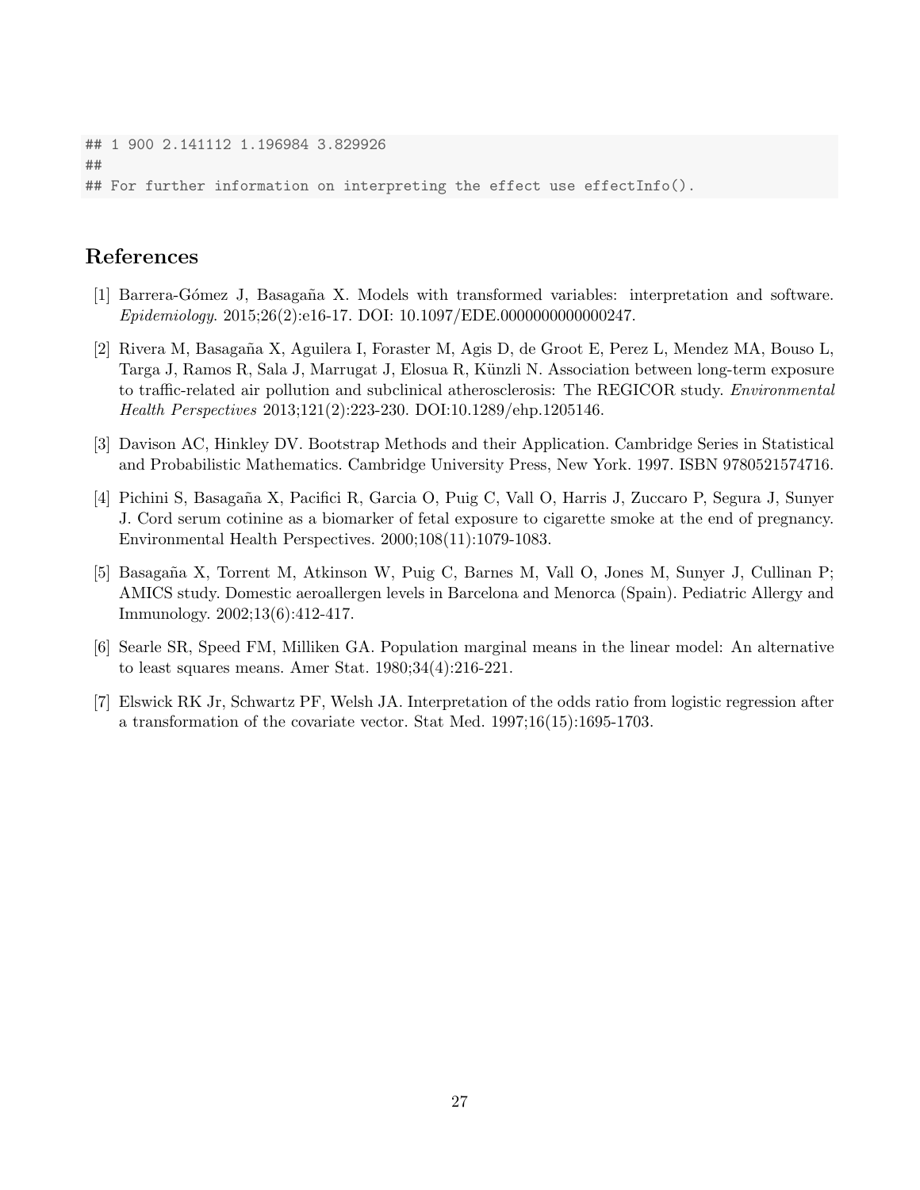```
## 1 900 2.141112 1.196984 3.829926
##
## For further information on interpreting the effect use effectInfo().
```

## References

[1] Barrera-Gómez J, Basagaña X. Models with transformed variables: interpretation and software. *Epidemiology.* 2015;26(2):e16-17. DOI: 10.1097/EDE.0000000000000247.

[2] Rivera M, Basagaña X, Aguilera I, Foraster M, Agis D, de Groot E, Perez L, Mendez MA, Bouso L, Targa J, Ramos R, Sala J, Marrugat J, Elosua R, Künzli N. Association between long-term exposure to traffic-related air pollution and subclinical atherosclerosis: The REGICOR study. *Environmental Health Perspectives* 2013;121(2):223-230. DOI:10.1289/ehp.1205146.

[3] Davison AC, Hinkley DV. Bootstrap Methods and their Application. Cambridge Series in Statistical and Probabilistic Mathematics. Cambridge University Press, New York. 1997. ISBN 9780521574716.

[4] Pichini S, Basagaña X, Pacifici R, Garcia O, Puig C, Vall O, Harris J, Zuccaro P, Segura J, Sunyer J. Cord serum cotinine as a biomarker of fetal exposure to cigarette smoke at the end of pregnancy. Environmental Health Perspectives. 2000;108(11):1079-1083.

[5] Basagaña X, Torrent M, Atkinson W, Puig C, Barnes M, Vall O, Jones M, Sunyer J, Cullinan P; AMICS study. Domestic aeroallergen levels in Barcelona and Menorca (Spain). Pediatric Allergy and Immunology. 2002;13(6):412-417.

[6] Searle SR, Speed FM, Milliken GA. Population marginal means in the linear model: An alternative to least squares means. Amer Stat. 1980;34(4):216-221.

[7] Elswick RK Jr, Schwartz PF, Welsh JA. Interpretation of the odds ratio from logistic regression after a transformation of the covariate vector. Stat Med. 1997;16(15):1695-1703.